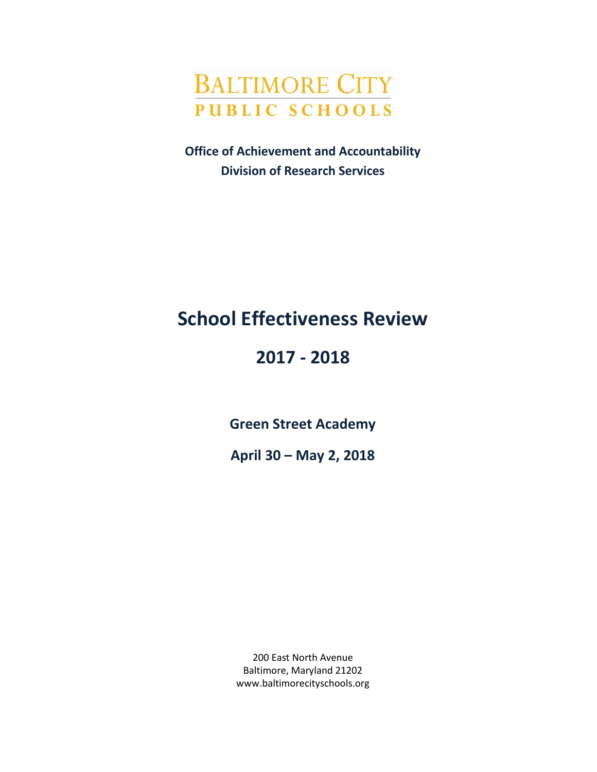BALTIMORE CITY
PUBLIC SCHOOLS

**Office of Achievement and Accountability**
**Division of Research Services**

# School Effectiveness Review

# 2017 - 2018

## Green Street Academy

## April 30 – May 2, 2018

200 East North Avenue
Baltimore, Maryland 21202
www.baltimorecityschools.org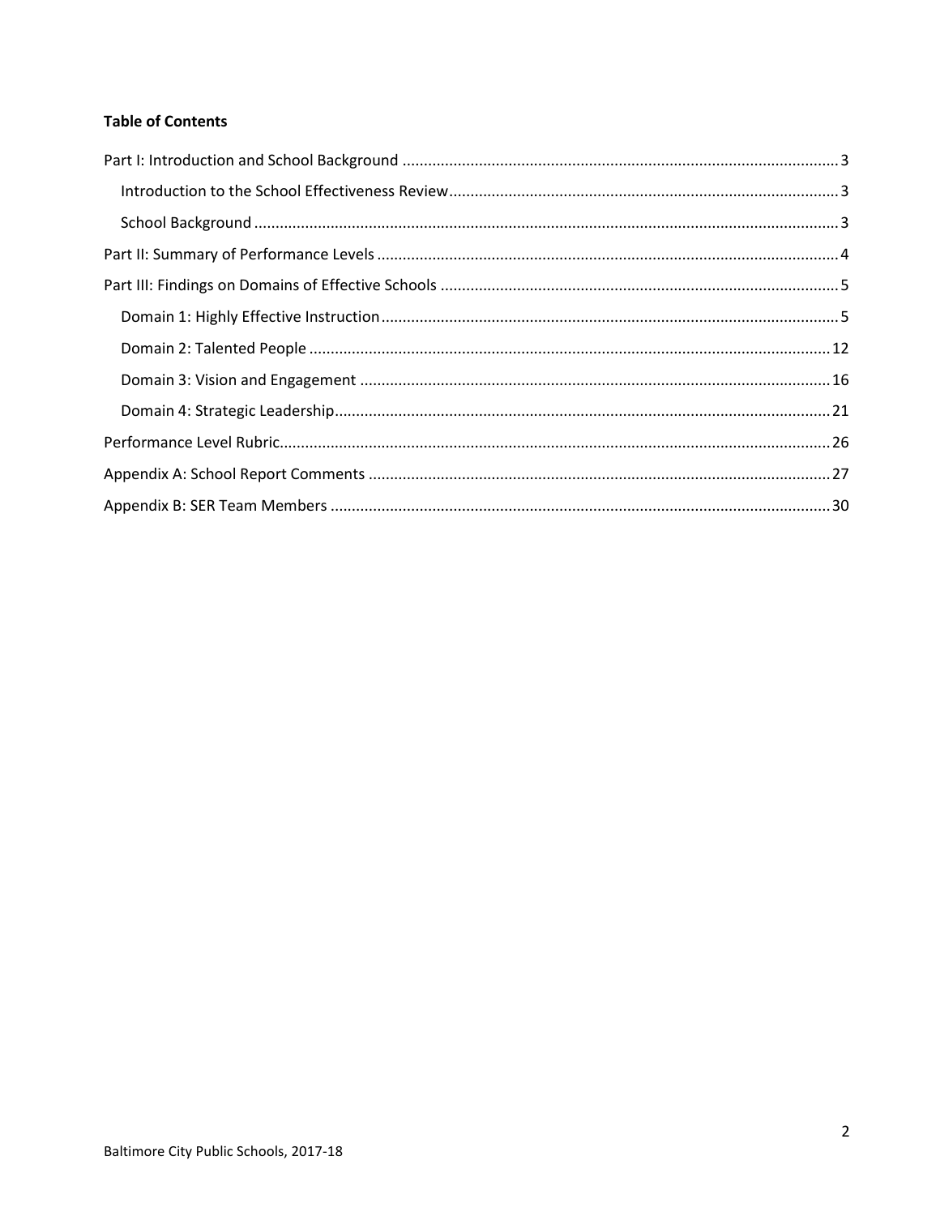**Table of Contents**

Part I: Introduction and School Background ..... 3

- Introduction to the School Effectiveness Review ..... 3
- School Background ..... 3

Part II: Summary of Performance Levels ..... 4

Part III: Findings on Domains of Effective Schools ..... 5

- Domain 1: Highly Effective Instruction ..... 5
- Domain 2: Talented People ..... 12
- Domain 3: Vision and Engagement ..... 16
- Domain 4: Strategic Leadership ..... 21

Performance Level Rubric ..... 26

Appendix A: School Report Comments ..... 27

Appendix B: SER Team Members ..... 30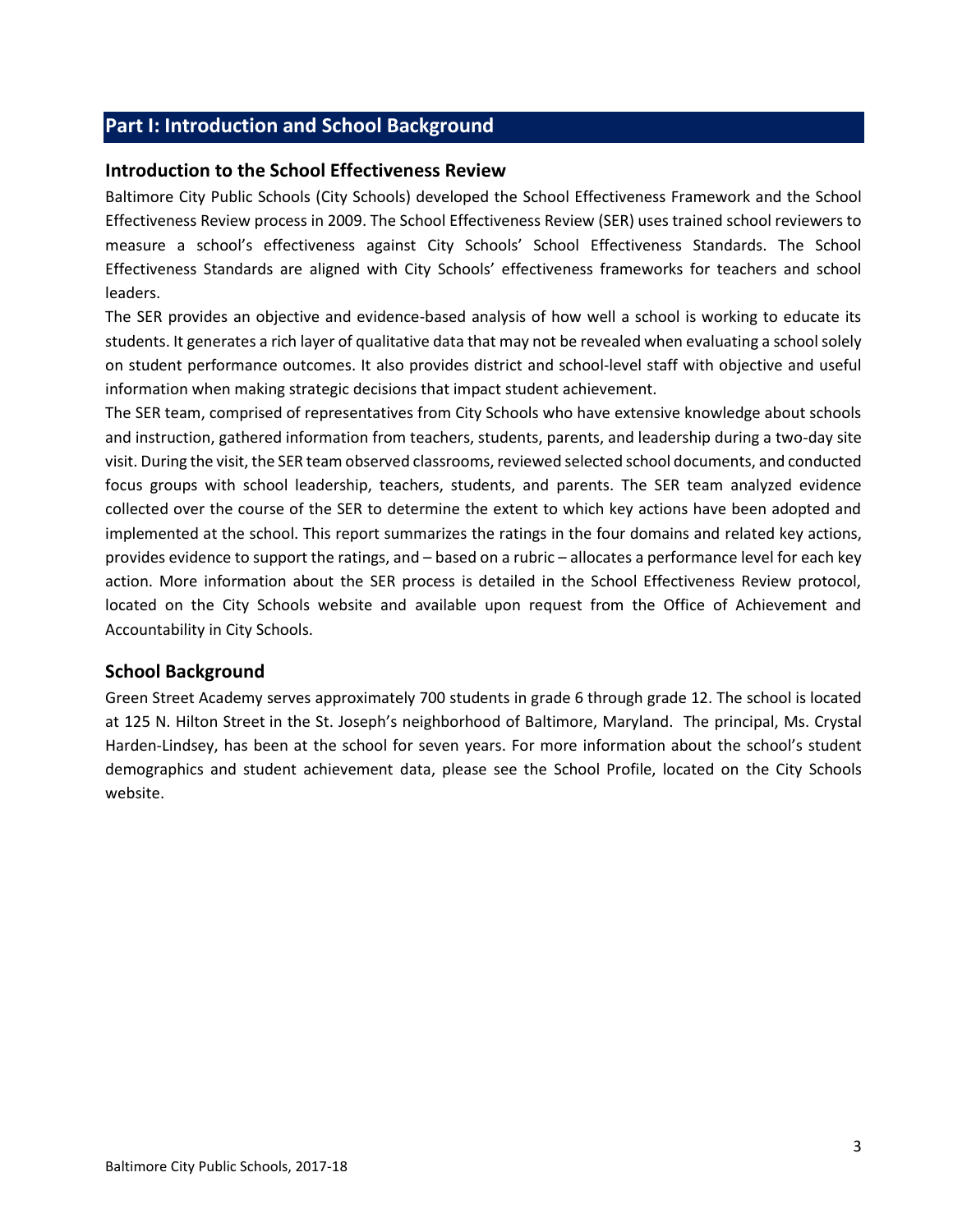## Part I: Introduction and School Background

### Introduction to the School Effectiveness Review

Baltimore City Public Schools (City Schools) developed the School Effectiveness Framework and the School Effectiveness Review process in 2009. The School Effectiveness Review (SER) uses trained school reviewers to measure a school's effectiveness against City Schools' School Effectiveness Standards. The School Effectiveness Standards are aligned with City Schools' effectiveness frameworks for teachers and school leaders.

The SER provides an objective and evidence-based analysis of how well a school is working to educate its students. It generates a rich layer of qualitative data that may not be revealed when evaluating a school solely on student performance outcomes. It also provides district and school-level staff with objective and useful information when making strategic decisions that impact student achievement.

The SER team, comprised of representatives from City Schools who have extensive knowledge about schools and instruction, gathered information from teachers, students, parents, and leadership during a two-day site visit. During the visit, the SER team observed classrooms, reviewed selected school documents, and conducted focus groups with school leadership, teachers, students, and parents. The SER team analyzed evidence collected over the course of the SER to determine the extent to which key actions have been adopted and implemented at the school. This report summarizes the ratings in the four domains and related key actions, provides evidence to support the ratings, and – based on a rubric – allocates a performance level for each key action. More information about the SER process is detailed in the School Effectiveness Review protocol, located on the City Schools website and available upon request from the Office of Achievement and Accountability in City Schools.

### School Background

Green Street Academy serves approximately 700 students in grade 6 through grade 12. The school is located at 125 N. Hilton Street in the St. Joseph's neighborhood of Baltimore, Maryland. The principal, Ms. Crystal Harden-Lindsey, has been at the school for seven years. For more information about the school's student demographics and student achievement data, please see the School Profile, located on the City Schools website.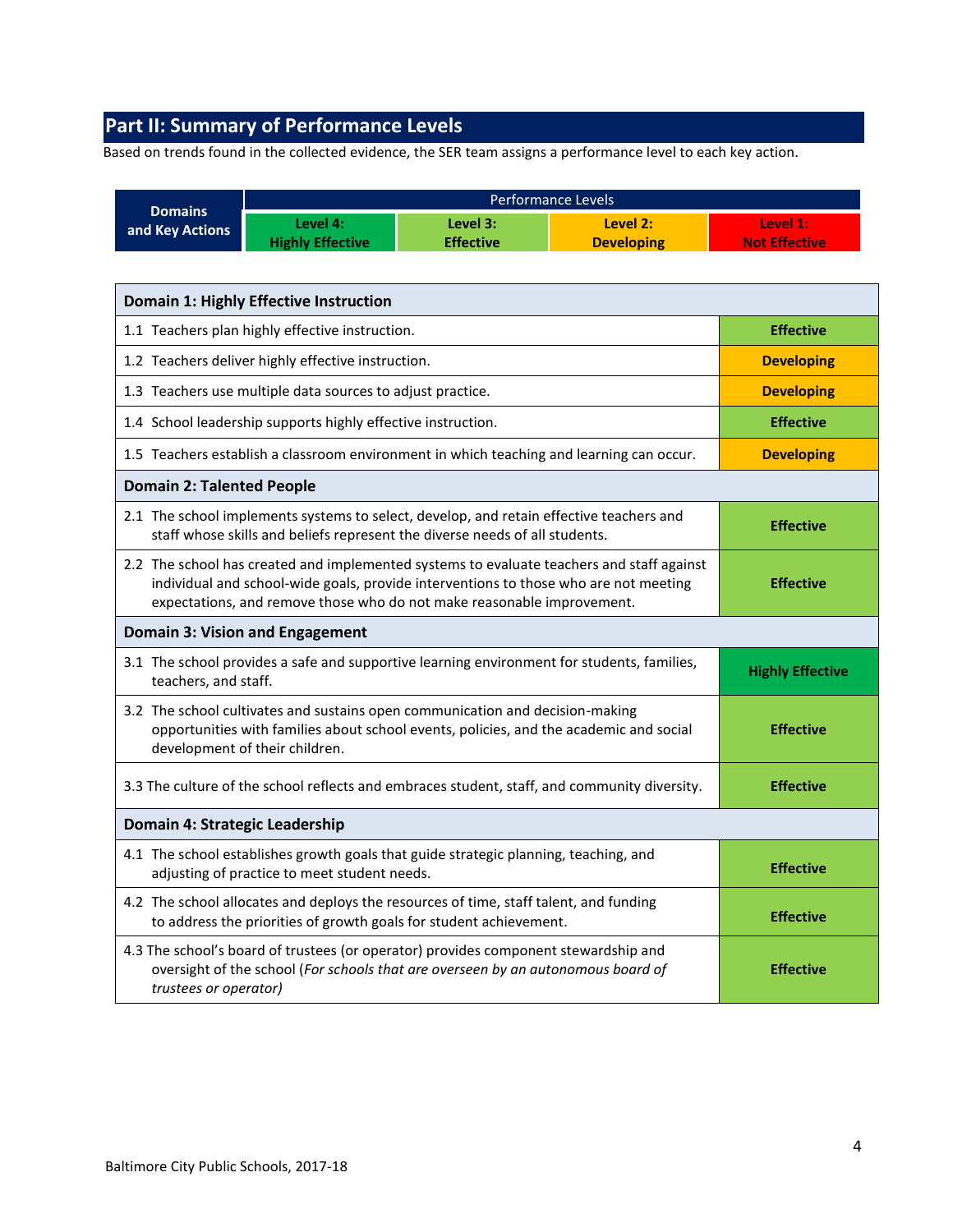## Part II: Summary of Performance Levels

Based on trends found in the collected evidence, the SER team assigns a performance level to each key action.

| Domains and Key Actions | Performance Levels | | | |
|---|---|---|---|---|
| | Level 4: Highly Effective | Level 3: Effective | Level 2: Developing | Level 1: Not Effective |

| Domain 1: Highly Effective Instruction | |
|---|---|
| 1.1 Teachers plan highly effective instruction. | **Effective** |
| 1.2 Teachers deliver highly effective instruction. | **Developing** |
| 1.3 Teachers use multiple data sources to adjust practice. | **Developing** |
| 1.4 School leadership supports highly effective instruction. | **Effective** |
| 1.5 Teachers establish a classroom environment in which teaching and learning can occur. | **Developing** |
| **Domain 2: Talented People** | |
| 2.1 The school implements systems to select, develop, and retain effective teachers and staff whose skills and beliefs represent the diverse needs of all students. | **Effective** |
| 2.2 The school has created and implemented systems to evaluate teachers and staff against individual and school-wide goals, provide interventions to those who are not meeting expectations, and remove those who do not make reasonable improvement. | **Effective** |
| **Domain 3: Vision and Engagement** | |
| 3.1 The school provides a safe and supportive learning environment for students, families, teachers, and staff. | **Highly Effective** |
| 3.2 The school cultivates and sustains open communication and decision-making opportunities with families about school events, policies, and the academic and social development of their children. | **Effective** |
| 3.3 The culture of the school reflects and embraces student, staff, and community diversity. | **Effective** |
| **Domain 4: Strategic Leadership** | |
| 4.1 The school establishes growth goals that guide strategic planning, teaching, and adjusting of practice to meet student needs. | **Effective** |
| 4.2 The school allocates and deploys the resources of time, staff talent, and funding to address the priorities of growth goals for student achievement. | **Effective** |
| 4.3 The school's board of trustees (or operator) provides component stewardship and oversight of the school (*For schools that are overseen by an autonomous board of trustees or operator)* | **Effective** |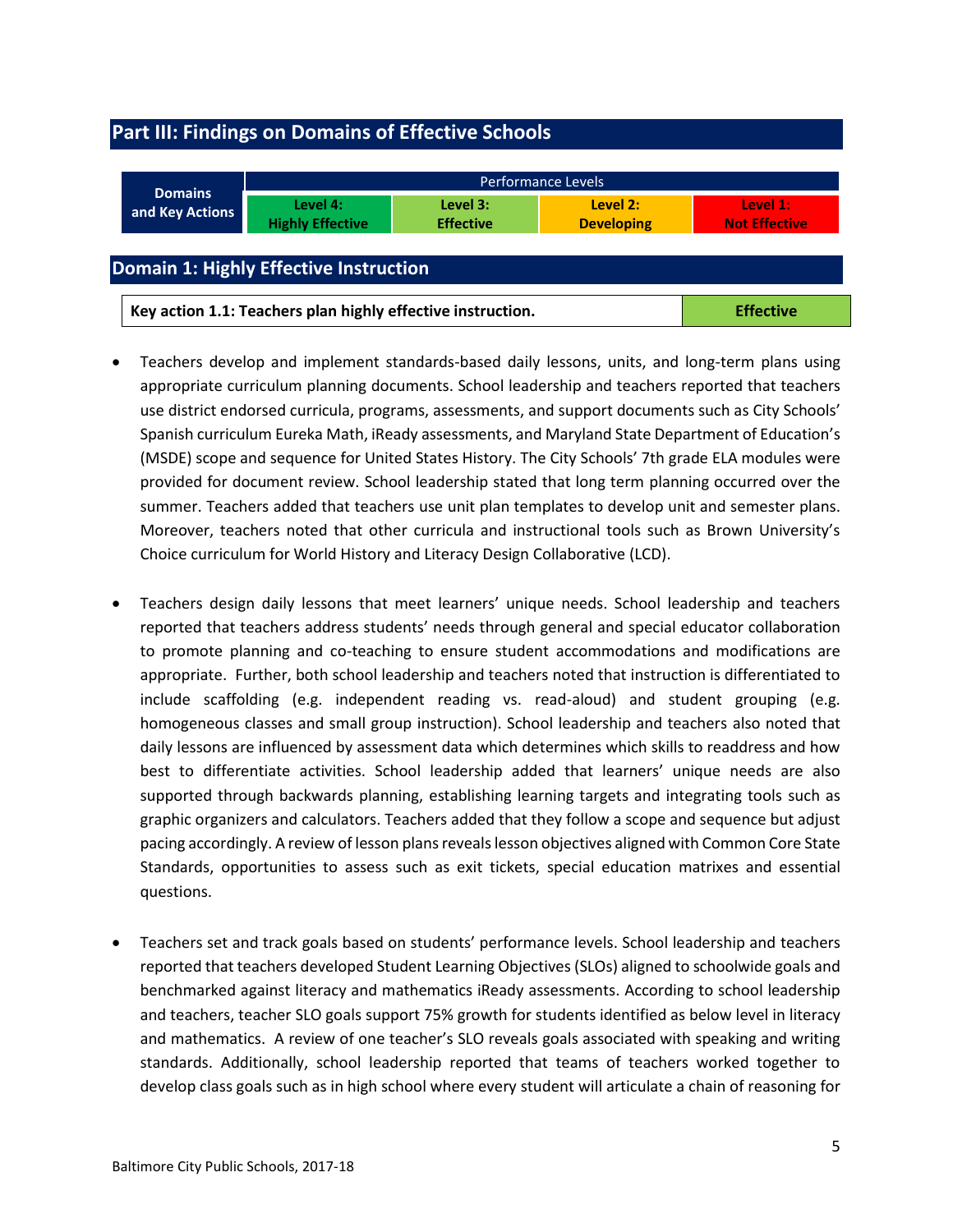## Part III: Findings on Domains of Effective Schools

| Domains and Key Actions | Performance Levels | | | |
|---|---|---|---|---|
| | Level 4: Highly Effective | Level 3: Effective | Level 2: Developing | Level 1: Not Effective |

## Domain 1: Highly Effective Instruction

| Key action 1.1: Teachers plan highly effective instruction. | Effective |
|---|---|

- Teachers develop and implement standards-based daily lessons, units, and long-term plans using appropriate curriculum planning documents. School leadership and teachers reported that teachers use district endorsed curricula, programs, assessments, and support documents such as City Schools' Spanish curriculum Eureka Math, iReady assessments, and Maryland State Department of Education's (MSDE) scope and sequence for United States History. The City Schools' 7th grade ELA modules were provided for document review. School leadership stated that long term planning occurred over the summer. Teachers added that teachers use unit plan templates to develop unit and semester plans. Moreover, teachers noted that other curricula and instructional tools such as Brown University's Choice curriculum for World History and Literacy Design Collaborative (LCD).

- Teachers design daily lessons that meet learners' unique needs. School leadership and teachers reported that teachers address students' needs through general and special educator collaboration to promote planning and co-teaching to ensure student accommodations and modifications are appropriate. Further, both school leadership and teachers noted that instruction is differentiated to include scaffolding (e.g. independent reading vs. read-aloud) and student grouping (e.g. homogeneous classes and small group instruction). School leadership and teachers also noted that daily lessons are influenced by assessment data which determines which skills to readdress and how best to differentiate activities. School leadership added that learners' unique needs are also supported through backwards planning, establishing learning targets and integrating tools such as graphic organizers and calculators. Teachers added that they follow a scope and sequence but adjust pacing accordingly. A review of lesson plans reveals lesson objectives aligned with Common Core State Standards, opportunities to assess such as exit tickets, special education matrixes and essential questions.

- Teachers set and track goals based on students' performance levels. School leadership and teachers reported that teachers developed Student Learning Objectives (SLOs) aligned to schoolwide goals and benchmarked against literacy and mathematics iReady assessments. According to school leadership and teachers, teacher SLO goals support 75% growth for students identified as below level in literacy and mathematics. A review of one teacher's SLO reveals goals associated with speaking and writing standards. Additionally, school leadership reported that teams of teachers worked together to develop class goals such as in high school where every student will articulate a chain of reasoning for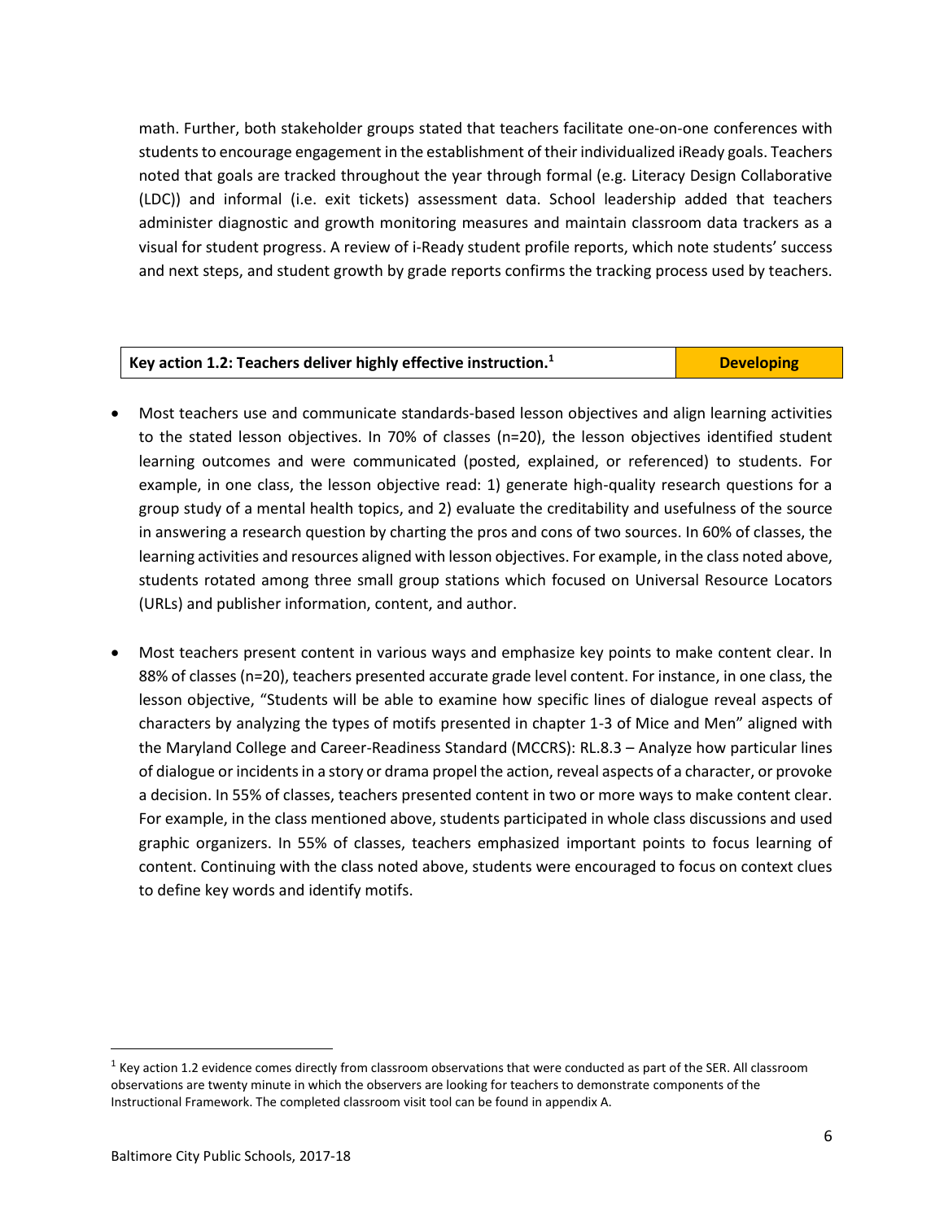math. Further, both stakeholder groups stated that teachers facilitate one-on-one conferences with students to encourage engagement in the establishment of their individualized iReady goals. Teachers noted that goals are tracked throughout the year through formal (e.g. Literacy Design Collaborative (LDC)) and informal (i.e. exit tickets) assessment data. School leadership added that teachers administer diagnostic and growth monitoring measures and maintain classroom data trackers as a visual for student progress. A review of i-Ready student profile reports, which note students' success and next steps, and student growth by grade reports confirms the tracking process used by teachers.

| Key action 1.2: Teachers deliver highly effective instruction.[1] | Developing |
|---|---|

- Most teachers use and communicate standards-based lesson objectives and align learning activities to the stated lesson objectives. In 70% of classes (n=20), the lesson objectives identified student learning outcomes and were communicated (posted, explained, or referenced) to students. For example, in one class, the lesson objective read: 1) generate high-quality research questions for a group study of a mental health topics, and 2) evaluate the creditability and usefulness of the source in answering a research question by charting the pros and cons of two sources. In 60% of classes, the learning activities and resources aligned with lesson objectives. For example, in the class noted above, students rotated among three small group stations which focused on Universal Resource Locators (URLs) and publisher information, content, and author.

- Most teachers present content in various ways and emphasize key points to make content clear. In 88% of classes (n=20), teachers presented accurate grade level content. For instance, in one class, the lesson objective, "Students will be able to examine how specific lines of dialogue reveal aspects of characters by analyzing the types of motifs presented in chapter 1-3 of Mice and Men" aligned with the Maryland College and Career-Readiness Standard (MCCRS): RL.8.3 – Analyze how particular lines of dialogue or incidents in a story or drama propel the action, reveal aspects of a character, or provoke a decision. In 55% of classes, teachers presented content in two or more ways to make content clear. For example, in the class mentioned above, students participated in whole class discussions and used graphic organizers. In 55% of classes, teachers emphasized important points to focus learning of content. Continuing with the class noted above, students were encouraged to focus on context clues to define key words and identify motifs.

[1] Key action 1.2 evidence comes directly from classroom observations that were conducted as part of the SER. All classroom observations are twenty minute in which the observers are looking for teachers to demonstrate components of the Instructional Framework. The completed classroom visit tool can be found in appendix A.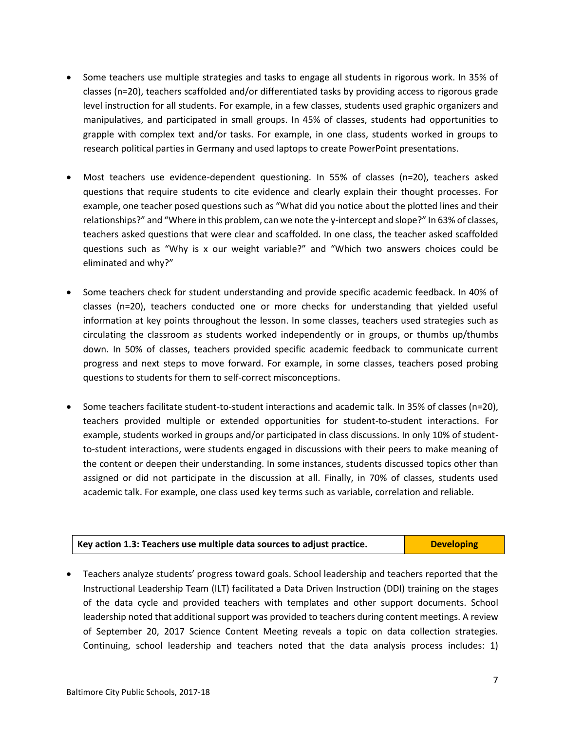- Some teachers use multiple strategies and tasks to engage all students in rigorous work. In 35% of classes (n=20), teachers scaffolded and/or differentiated tasks by providing access to rigorous grade level instruction for all students. For example, in a few classes, students used graphic organizers and manipulatives, and participated in small groups. In 45% of classes, students had opportunities to grapple with complex text and/or tasks. For example, in one class, students worked in groups to research political parties in Germany and used laptops to create PowerPoint presentations.

- Most teachers use evidence-dependent questioning. In 55% of classes (n=20), teachers asked questions that require students to cite evidence and clearly explain their thought processes. For example, one teacher posed questions such as "What did you notice about the plotted lines and their relationships?" and "Where in this problem, can we note the y-intercept and slope?" In 63% of classes, teachers asked questions that were clear and scaffolded. In one class, the teacher asked scaffolded questions such as "Why is x our weight variable?" and "Which two answers choices could be eliminated and why?"

- Some teachers check for student understanding and provide specific academic feedback. In 40% of classes (n=20), teachers conducted one or more checks for understanding that yielded useful information at key points throughout the lesson. In some classes, teachers used strategies such as circulating the classroom as students worked independently or in groups, or thumbs up/thumbs down. In 50% of classes, teachers provided specific academic feedback to communicate current progress and next steps to move forward. For example, in some classes, teachers posed probing questions to students for them to self-correct misconceptions.

- Some teachers facilitate student-to-student interactions and academic talk. In 35% of classes (n=20), teachers provided multiple or extended opportunities for student-to-student interactions. For example, students worked in groups and/or participated in class discussions. In only 10% of student-to-student interactions, were students engaged in discussions with their peers to make meaning of the content or deepen their understanding. In some instances, students discussed topics other than assigned or did not participate in the discussion at all. Finally, in 70% of classes, students used academic talk. For example, one class used key terms such as variable, correlation and reliable.

| **Key action 1.3: Teachers use multiple data sources to adjust practice.** | **Developing** |
|---|---|

- Teachers analyze students' progress toward goals. School leadership and teachers reported that the Instructional Leadership Team (ILT) facilitated a Data Driven Instruction (DDI) training on the stages of the data cycle and provided teachers with templates and other support documents. School leadership noted that additional support was provided to teachers during content meetings. A review of September 20, 2017 Science Content Meeting reveals a topic on data collection strategies. Continuing, school leadership and teachers noted that the data analysis process includes: 1)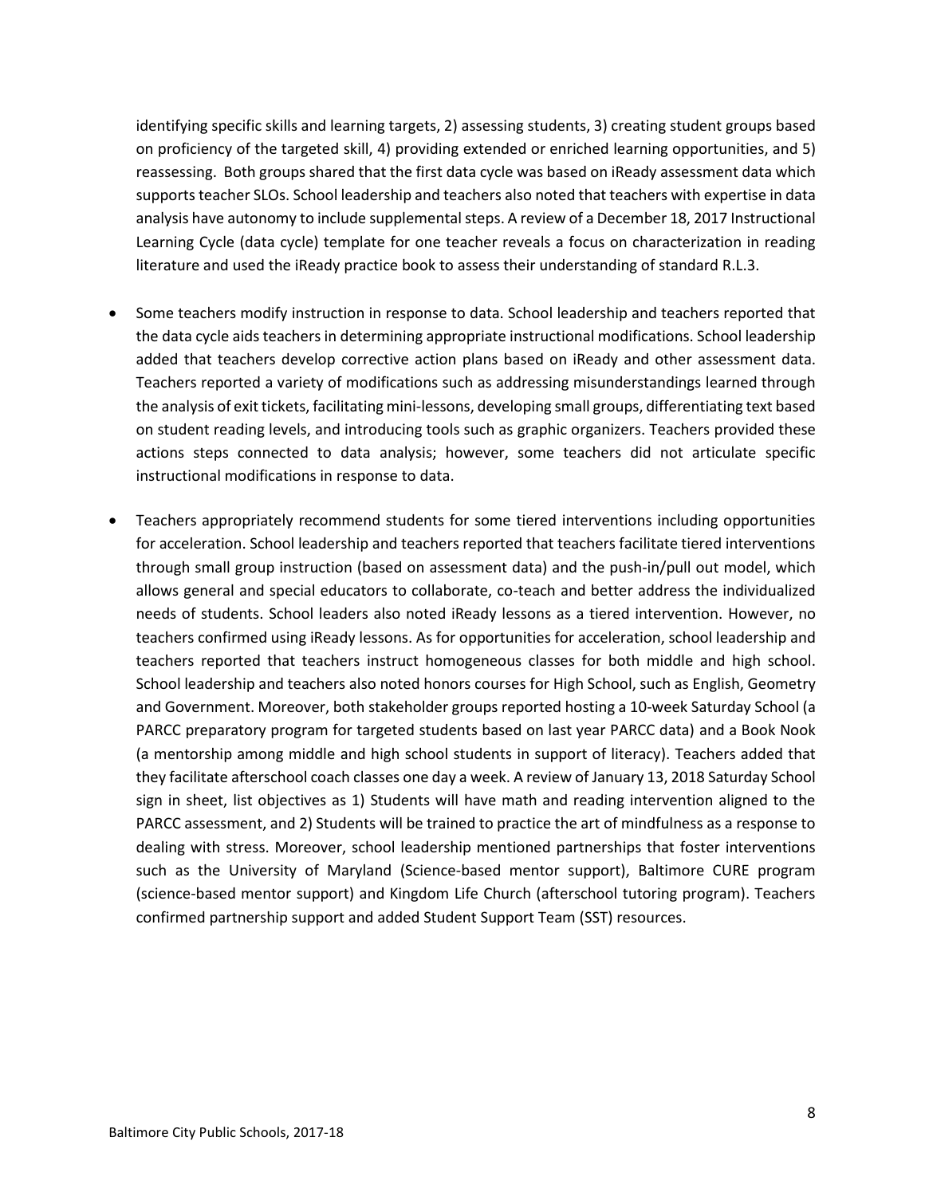identifying specific skills and learning targets, 2) assessing students, 3) creating student groups based on proficiency of the targeted skill, 4) providing extended or enriched learning opportunities, and 5) reassessing. Both groups shared that the first data cycle was based on iReady assessment data which supports teacher SLOs. School leadership and teachers also noted that teachers with expertise in data analysis have autonomy to include supplemental steps. A review of a December 18, 2017 Instructional Learning Cycle (data cycle) template for one teacher reveals a focus on characterization in reading literature and used the iReady practice book to assess their understanding of standard R.L.3.

- Some teachers modify instruction in response to data. School leadership and teachers reported that the data cycle aids teachers in determining appropriate instructional modifications. School leadership added that teachers develop corrective action plans based on iReady and other assessment data. Teachers reported a variety of modifications such as addressing misunderstandings learned through the analysis of exit tickets, facilitating mini-lessons, developing small groups, differentiating text based on student reading levels, and introducing tools such as graphic organizers. Teachers provided these actions steps connected to data analysis; however, some teachers did not articulate specific instructional modifications in response to data.

- Teachers appropriately recommend students for some tiered interventions including opportunities for acceleration. School leadership and teachers reported that teachers facilitate tiered interventions through small group instruction (based on assessment data) and the push-in/pull out model, which allows general and special educators to collaborate, co-teach and better address the individualized needs of students. School leaders also noted iReady lessons as a tiered intervention. However, no teachers confirmed using iReady lessons. As for opportunities for acceleration, school leadership and teachers reported that teachers instruct homogeneous classes for both middle and high school. School leadership and teachers also noted honors courses for High School, such as English, Geometry and Government. Moreover, both stakeholder groups reported hosting a 10-week Saturday School (a PARCC preparatory program for targeted students based on last year PARCC data) and a Book Nook (a mentorship among middle and high school students in support of literacy). Teachers added that they facilitate afterschool coach classes one day a week. A review of January 13, 2018 Saturday School sign in sheet, list objectives as 1) Students will have math and reading intervention aligned to the PARCC assessment, and 2) Students will be trained to practice the art of mindfulness as a response to dealing with stress. Moreover, school leadership mentioned partnerships that foster interventions such as the University of Maryland (Science-based mentor support), Baltimore CURE program (science-based mentor support) and Kingdom Life Church (afterschool tutoring program). Teachers confirmed partnership support and added Student Support Team (SST) resources.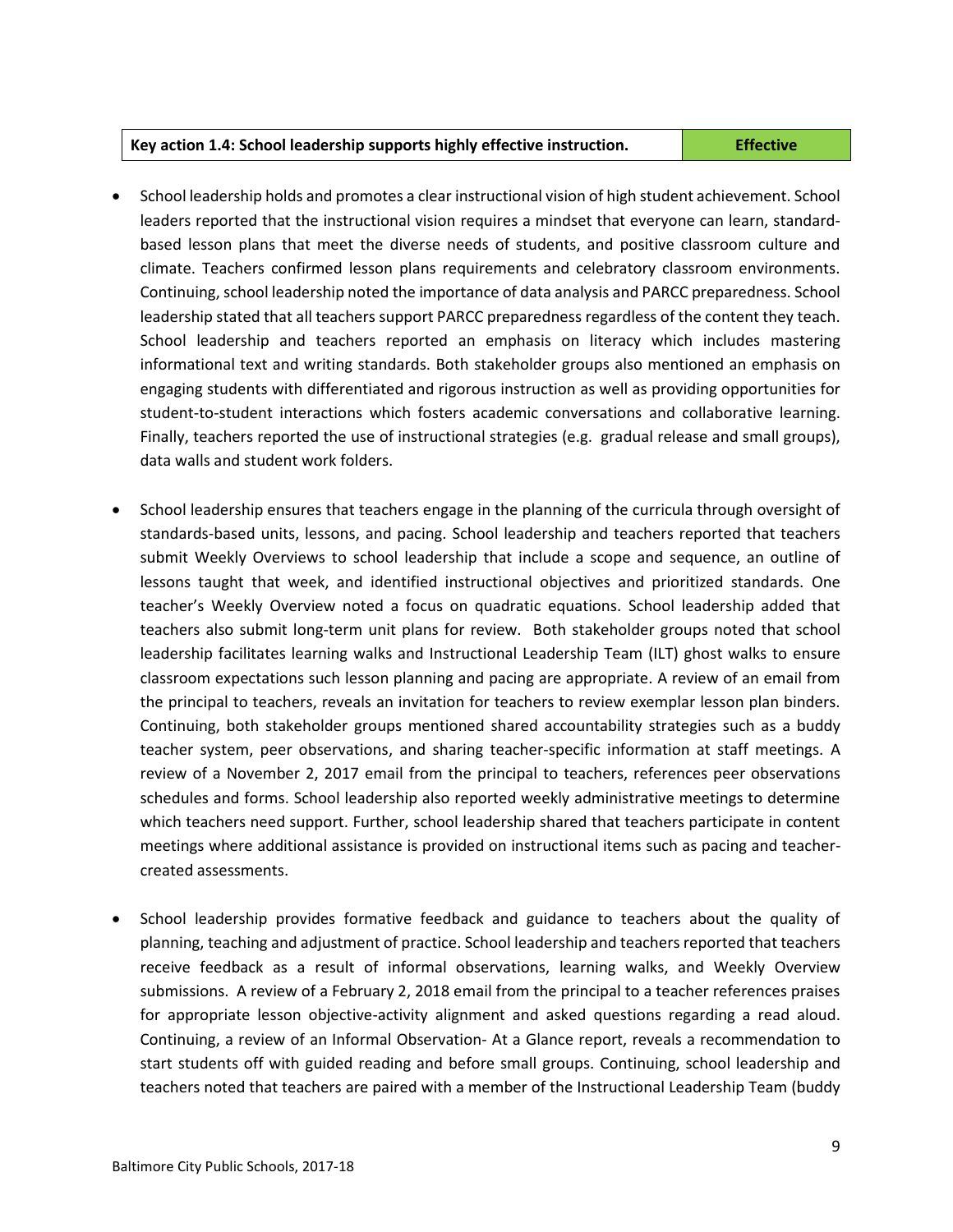| Key action 1.4: School leadership supports highly effective instruction. | Effective |
|---|---|

- School leadership holds and promotes a clear instructional vision of high student achievement. School leaders reported that the instructional vision requires a mindset that everyone can learn, standard-based lesson plans that meet the diverse needs of students, and positive classroom culture and climate. Teachers confirmed lesson plans requirements and celebratory classroom environments. Continuing, school leadership noted the importance of data analysis and PARCC preparedness. School leadership stated that all teachers support PARCC preparedness regardless of the content they teach. School leadership and teachers reported an emphasis on literacy which includes mastering informational text and writing standards. Both stakeholder groups also mentioned an emphasis on engaging students with differentiated and rigorous instruction as well as providing opportunities for student-to-student interactions which fosters academic conversations and collaborative learning. Finally, teachers reported the use of instructional strategies (e.g. gradual release and small groups), data walls and student work folders.

- School leadership ensures that teachers engage in the planning of the curricula through oversight of standards-based units, lessons, and pacing. School leadership and teachers reported that teachers submit Weekly Overviews to school leadership that include a scope and sequence, an outline of lessons taught that week, and identified instructional objectives and prioritized standards. One teacher's Weekly Overview noted a focus on quadratic equations. School leadership added that teachers also submit long-term unit plans for review. Both stakeholder groups noted that school leadership facilitates learning walks and Instructional Leadership Team (ILT) ghost walks to ensure classroom expectations such lesson planning and pacing are appropriate. A review of an email from the principal to teachers, reveals an invitation for teachers to review exemplar lesson plan binders. Continuing, both stakeholder groups mentioned shared accountability strategies such as a buddy teacher system, peer observations, and sharing teacher-specific information at staff meetings. A review of a November 2, 2017 email from the principal to teachers, references peer observations schedules and forms. School leadership also reported weekly administrative meetings to determine which teachers need support. Further, school leadership shared that teachers participate in content meetings where additional assistance is provided on instructional items such as pacing and teacher-created assessments.

- School leadership provides formative feedback and guidance to teachers about the quality of planning, teaching and adjustment of practice. School leadership and teachers reported that teachers receive feedback as a result of informal observations, learning walks, and Weekly Overview submissions. A review of a February 2, 2018 email from the principal to a teacher references praises for appropriate lesson objective-activity alignment and asked questions regarding a read aloud. Continuing, a review of an Informal Observation- At a Glance report, reveals a recommendation to start students off with guided reading and before small groups. Continuing, school leadership and teachers noted that teachers are paired with a member of the Instructional Leadership Team (buddy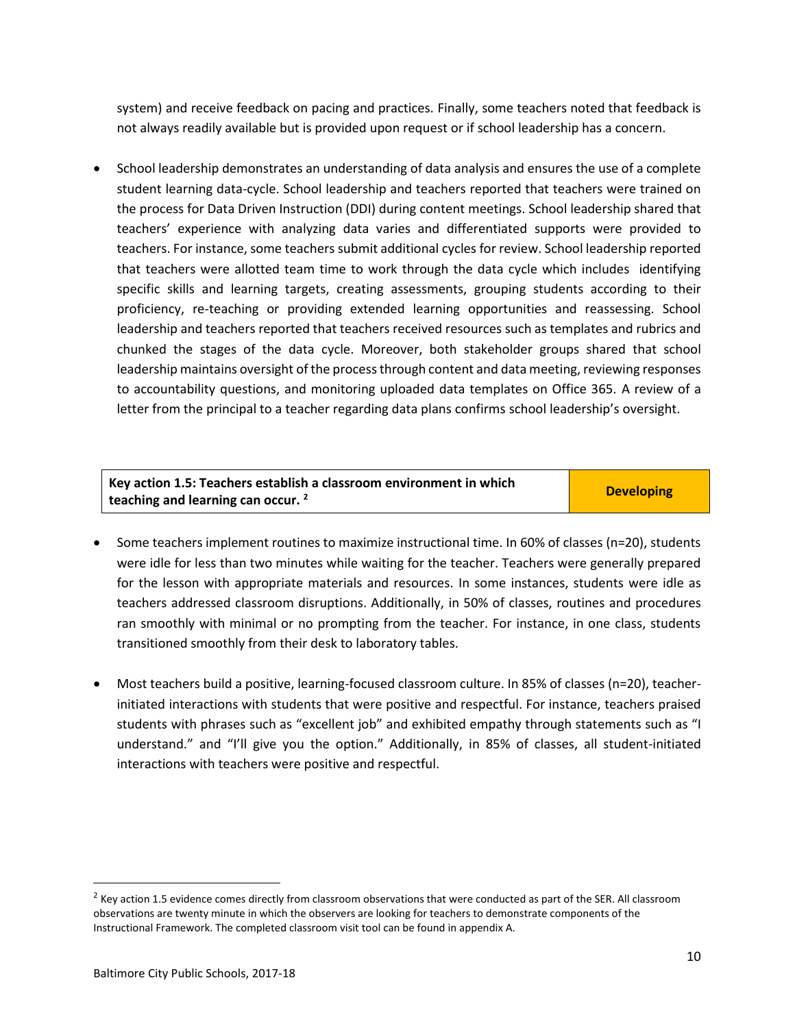system) and receive feedback on pacing and practices. Finally, some teachers noted that feedback is not always readily available but is provided upon request or if school leadership has a concern.

- School leadership demonstrates an understanding of data analysis and ensures the use of a complete student learning data-cycle. School leadership and teachers reported that teachers were trained on the process for Data Driven Instruction (DDI) during content meetings. School leadership shared that teachers' experience with analyzing data varies and differentiated supports were provided to teachers. For instance, some teachers submit additional cycles for review. School leadership reported that teachers were allotted team time to work through the data cycle which includes identifying specific skills and learning targets, creating assessments, grouping students according to their proficiency, re-teaching or providing extended learning opportunities and reassessing. School leadership and teachers reported that teachers received resources such as templates and rubrics and chunked the stages of the data cycle. Moreover, both stakeholder groups shared that school leadership maintains oversight of the process through content and data meeting, reviewing responses to accountability questions, and monitoring uploaded data templates on Office 365. A review of a letter from the principal to a teacher regarding data plans confirms school leadership's oversight.

| Key action 1.5: Teachers establish a classroom environment in which teaching and learning can occur. [2] | Developing |
| --- | --- |

- Some teachers implement routines to maximize instructional time. In 60% of classes (n=20), students were idle for less than two minutes while waiting for the teacher. Teachers were generally prepared for the lesson with appropriate materials and resources. In some instances, students were idle as teachers addressed classroom disruptions. Additionally, in 50% of classes, routines and procedures ran smoothly with minimal or no prompting from the teacher. For instance, in one class, students transitioned smoothly from their desk to laboratory tables.

- Most teachers build a positive, learning-focused classroom culture. In 85% of classes (n=20), teacher-initiated interactions with students that were positive and respectful. For instance, teachers praised students with phrases such as "excellent job" and exhibited empathy through statements such as "I understand." and "I'll give you the option." Additionally, in 85% of classes, all student-initiated interactions with teachers were positive and respectful.

[2] Key action 1.5 evidence comes directly from classroom observations that were conducted as part of the SER. All classroom observations are twenty minute in which the observers are looking for teachers to demonstrate components of the Instructional Framework. The completed classroom visit tool can be found in appendix A.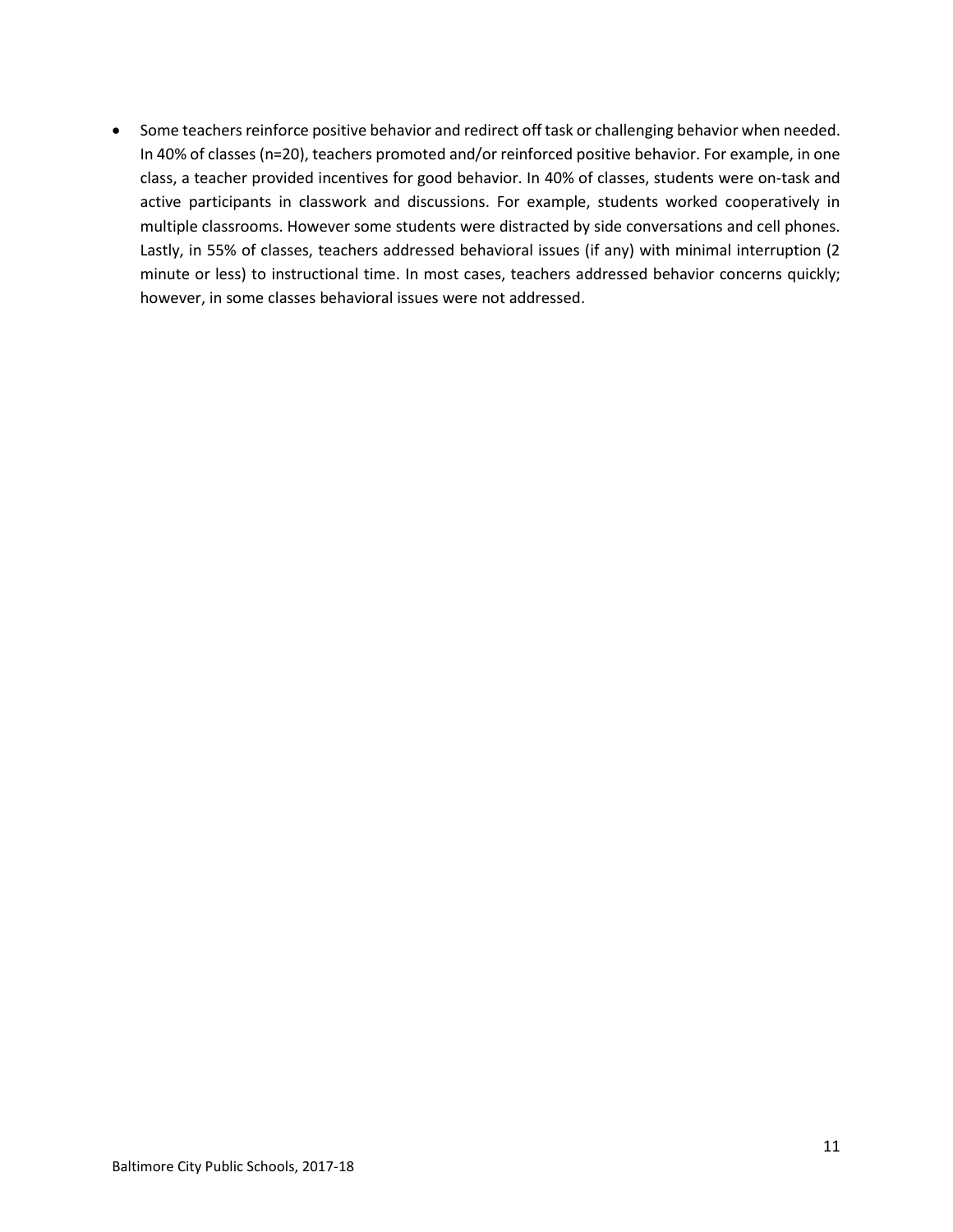- Some teachers reinforce positive behavior and redirect off task or challenging behavior when needed. In 40% of classes (n=20), teachers promoted and/or reinforced positive behavior. For example, in one class, a teacher provided incentives for good behavior. In 40% of classes, students were on-task and active participants in classwork and discussions. For example, students worked cooperatively in multiple classrooms. However some students were distracted by side conversations and cell phones. Lastly, in 55% of classes, teachers addressed behavioral issues (if any) with minimal interruption (2 minute or less) to instructional time. In most cases, teachers addressed behavior concerns quickly; however, in some classes behavioral issues were not addressed.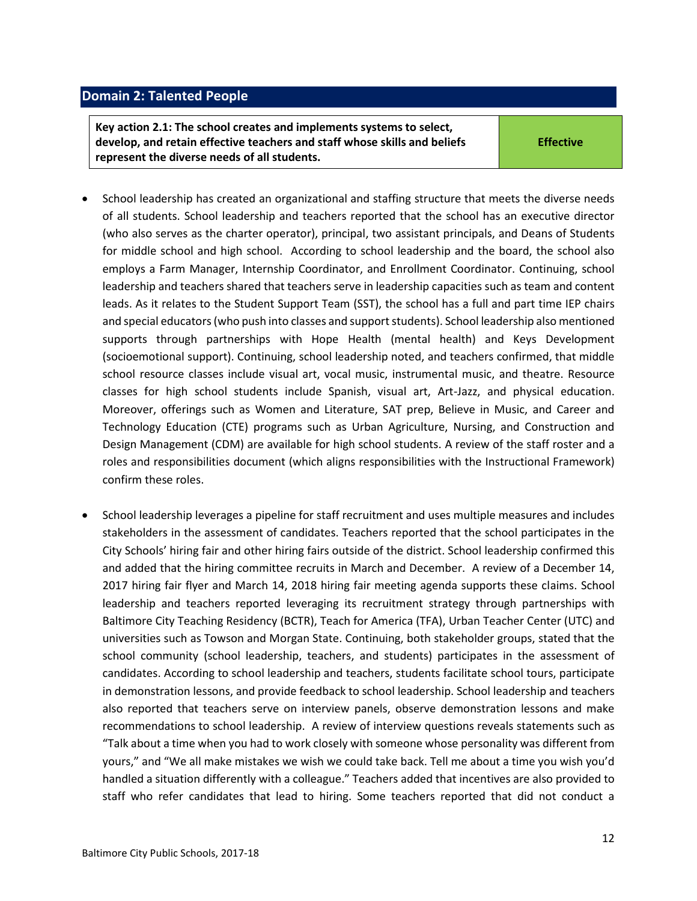## Domain 2: Talented People

| Key action 2.1: The school creates and implements systems to select, develop, and retain effective teachers and staff whose skills and beliefs represent the diverse needs of all students. | Effective |
|---|---|

- School leadership has created an organizational and staffing structure that meets the diverse needs of all students. School leadership and teachers reported that the school has an executive director (who also serves as the charter operator), principal, two assistant principals, and Deans of Students for middle school and high school. According to school leadership and the board, the school also employs a Farm Manager, Internship Coordinator, and Enrollment Coordinator. Continuing, school leadership and teachers shared that teachers serve in leadership capacities such as team and content leads. As it relates to the Student Support Team (SST), the school has a full and part time IEP chairs and special educators (who push into classes and support students). School leadership also mentioned supports through partnerships with Hope Health (mental health) and Keys Development (socioemotional support). Continuing, school leadership noted, and teachers confirmed, that middle school resource classes include visual art, vocal music, instrumental music, and theatre. Resource classes for high school students include Spanish, visual art, Art-Jazz, and physical education. Moreover, offerings such as Women and Literature, SAT prep, Believe in Music, and Career and Technology Education (CTE) programs such as Urban Agriculture, Nursing, and Construction and Design Management (CDM) are available for high school students. A review of the staff roster and a roles and responsibilities document (which aligns responsibilities with the Instructional Framework) confirm these roles.

- School leadership leverages a pipeline for staff recruitment and uses multiple measures and includes stakeholders in the assessment of candidates. Teachers reported that the school participates in the City Schools' hiring fair and other hiring fairs outside of the district. School leadership confirmed this and added that the hiring committee recruits in March and December. A review of a December 14, 2017 hiring fair flyer and March 14, 2018 hiring fair meeting agenda supports these claims. School leadership and teachers reported leveraging its recruitment strategy through partnerships with Baltimore City Teaching Residency (BCTR), Teach for America (TFA), Urban Teacher Center (UTC) and universities such as Towson and Morgan State. Continuing, both stakeholder groups, stated that the school community (school leadership, teachers, and students) participates in the assessment of candidates. According to school leadership and teachers, students facilitate school tours, participate in demonstration lessons, and provide feedback to school leadership. School leadership and teachers also reported that teachers serve on interview panels, observe demonstration lessons and make recommendations to school leadership. A review of interview questions reveals statements such as "Talk about a time when you had to work closely with someone whose personality was different from yours," and "We all make mistakes we wish we could take back. Tell me about a time you wish you'd handled a situation differently with a colleague." Teachers added that incentives are also provided to staff who refer candidates that lead to hiring. Some teachers reported that did not conduct a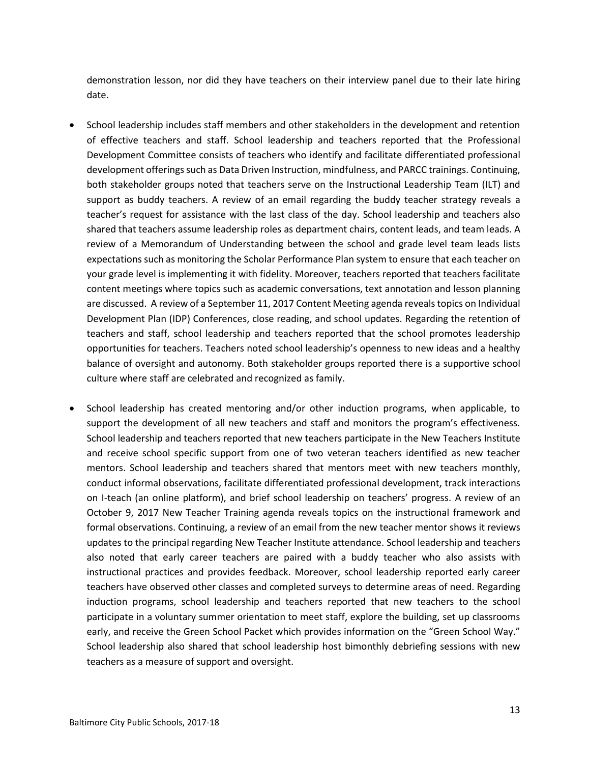demonstration lesson, nor did they have teachers on their interview panel due to their late hiring date.

- School leadership includes staff members and other stakeholders in the development and retention of effective teachers and staff. School leadership and teachers reported that the Professional Development Committee consists of teachers who identify and facilitate differentiated professional development offerings such as Data Driven Instruction, mindfulness, and PARCC trainings. Continuing, both stakeholder groups noted that teachers serve on the Instructional Leadership Team (ILT) and support as buddy teachers. A review of an email regarding the buddy teacher strategy reveals a teacher's request for assistance with the last class of the day. School leadership and teachers also shared that teachers assume leadership roles as department chairs, content leads, and team leads. A review of a Memorandum of Understanding between the school and grade level team leads lists expectations such as monitoring the Scholar Performance Plan system to ensure that each teacher on your grade level is implementing it with fidelity. Moreover, teachers reported that teachers facilitate content meetings where topics such as academic conversations, text annotation and lesson planning are discussed. A review of a September 11, 2017 Content Meeting agenda reveals topics on Individual Development Plan (IDP) Conferences, close reading, and school updates. Regarding the retention of teachers and staff, school leadership and teachers reported that the school promotes leadership opportunities for teachers. Teachers noted school leadership's openness to new ideas and a healthy balance of oversight and autonomy. Both stakeholder groups reported there is a supportive school culture where staff are celebrated and recognized as family.

- School leadership has created mentoring and/or other induction programs, when applicable, to support the development of all new teachers and staff and monitors the program's effectiveness. School leadership and teachers reported that new teachers participate in the New Teachers Institute and receive school specific support from one of two veteran teachers identified as new teacher mentors. School leadership and teachers shared that mentors meet with new teachers monthly, conduct informal observations, facilitate differentiated professional development, track interactions on I-teach (an online platform), and brief school leadership on teachers' progress. A review of an October 9, 2017 New Teacher Training agenda reveals topics on the instructional framework and formal observations. Continuing, a review of an email from the new teacher mentor shows it reviews updates to the principal regarding New Teacher Institute attendance. School leadership and teachers also noted that early career teachers are paired with a buddy teacher who also assists with instructional practices and provides feedback. Moreover, school leadership reported early career teachers have observed other classes and completed surveys to determine areas of need. Regarding induction programs, school leadership and teachers reported that new teachers to the school participate in a voluntary summer orientation to meet staff, explore the building, set up classrooms early, and receive the Green School Packet which provides information on the "Green School Way." School leadership also shared that school leadership host bimonthly debriefing sessions with new teachers as a measure of support and oversight.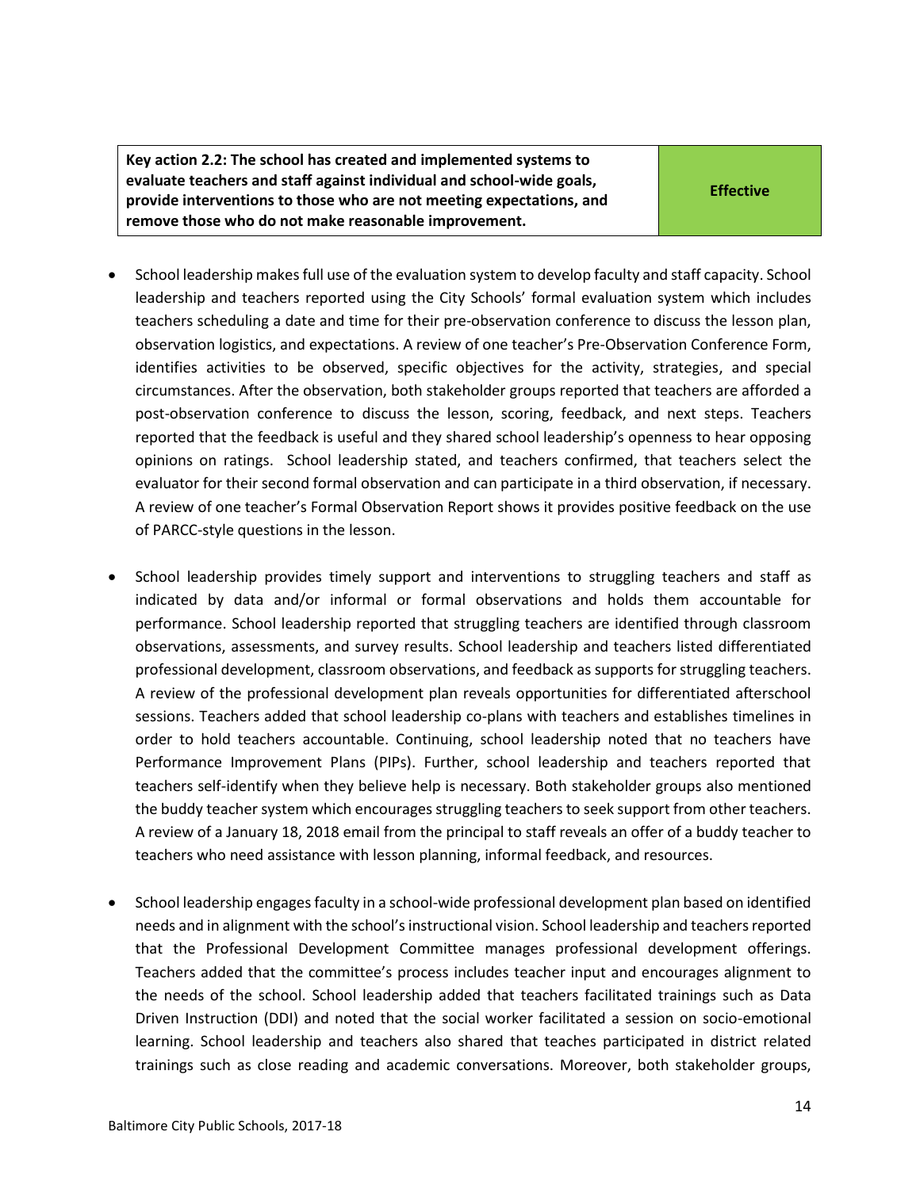| **Key action 2.2: The school has created and implemented systems to evaluate teachers and staff against individual and school-wide goals, provide interventions to those who are not meeting expectations, and remove those who do not make reasonable improvement.** | **Effective** |
|---|---|

- School leadership makes full use of the evaluation system to develop faculty and staff capacity. School leadership and teachers reported using the City Schools' formal evaluation system which includes teachers scheduling a date and time for their pre-observation conference to discuss the lesson plan, observation logistics, and expectations. A review of one teacher's Pre-Observation Conference Form, identifies activities to be observed, specific objectives for the activity, strategies, and special circumstances. After the observation, both stakeholder groups reported that teachers are afforded a post-observation conference to discuss the lesson, scoring, feedback, and next steps. Teachers reported that the feedback is useful and they shared school leadership's openness to hear opposing opinions on ratings. School leadership stated, and teachers confirmed, that teachers select the evaluator for their second formal observation and can participate in a third observation, if necessary. A review of one teacher's Formal Observation Report shows it provides positive feedback on the use of PARCC-style questions in the lesson.

- School leadership provides timely support and interventions to struggling teachers and staff as indicated by data and/or informal or formal observations and holds them accountable for performance. School leadership reported that struggling teachers are identified through classroom observations, assessments, and survey results. School leadership and teachers listed differentiated professional development, classroom observations, and feedback as supports for struggling teachers. A review of the professional development plan reveals opportunities for differentiated afterschool sessions. Teachers added that school leadership co-plans with teachers and establishes timelines in order to hold teachers accountable. Continuing, school leadership noted that no teachers have Performance Improvement Plans (PIPs). Further, school leadership and teachers reported that teachers self-identify when they believe help is necessary. Both stakeholder groups also mentioned the buddy teacher system which encourages struggling teachers to seek support from other teachers. A review of a January 18, 2018 email from the principal to staff reveals an offer of a buddy teacher to teachers who need assistance with lesson planning, informal feedback, and resources.

- School leadership engages faculty in a school-wide professional development plan based on identified needs and in alignment with the school's instructional vision. School leadership and teachers reported that the Professional Development Committee manages professional development offerings. Teachers added that the committee's process includes teacher input and encourages alignment to the needs of the school. School leadership added that teachers facilitated trainings such as Data Driven Instruction (DDI) and noted that the social worker facilitated a session on socio-emotional learning. School leadership and teachers also shared that teaches participated in district related trainings such as close reading and academic conversations. Moreover, both stakeholder groups,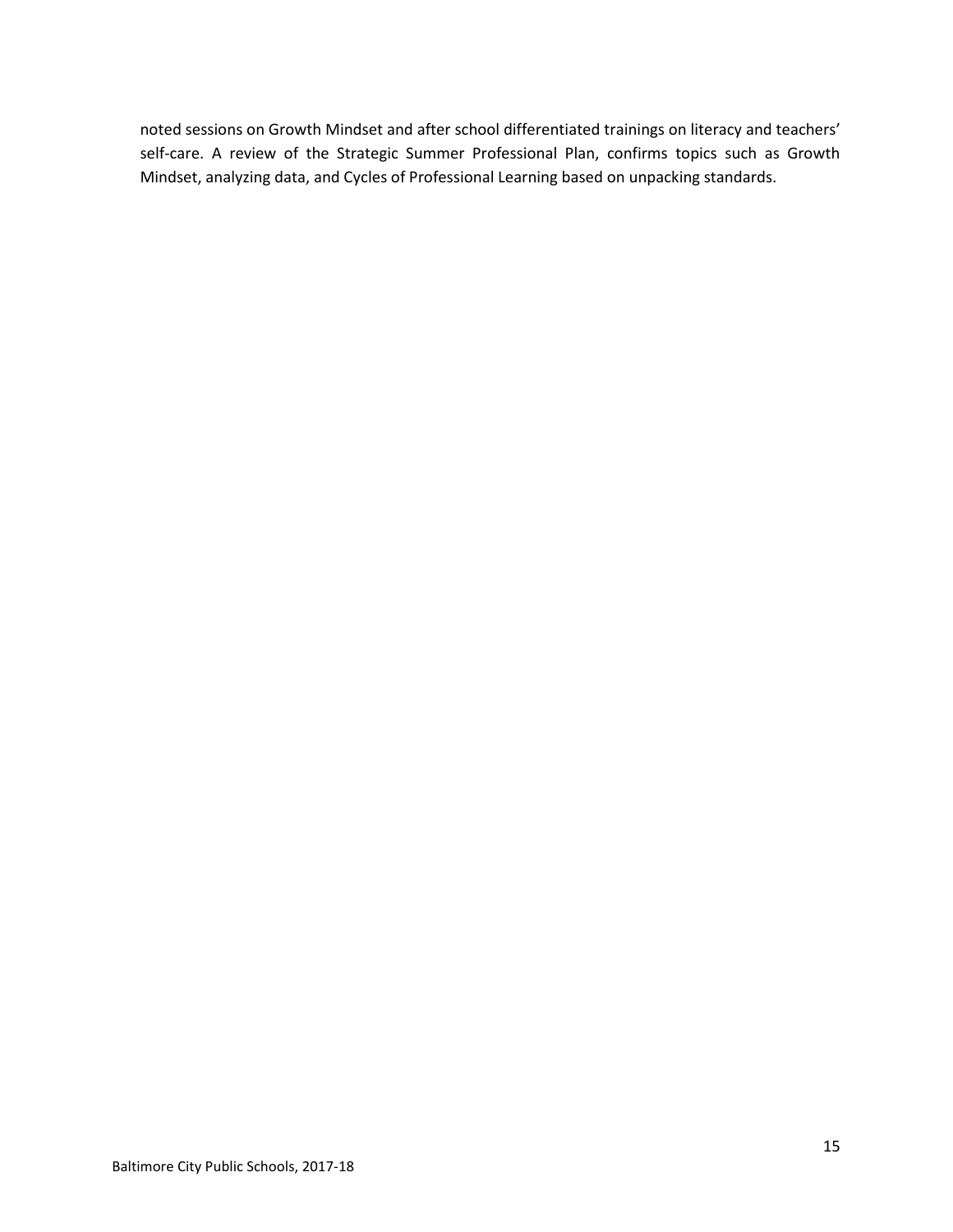noted sessions on Growth Mindset and after school differentiated trainings on literacy and teachers' self-care. A review of the Strategic Summer Professional Plan, confirms topics such as Growth Mindset, analyzing data, and Cycles of Professional Learning based on unpacking standards.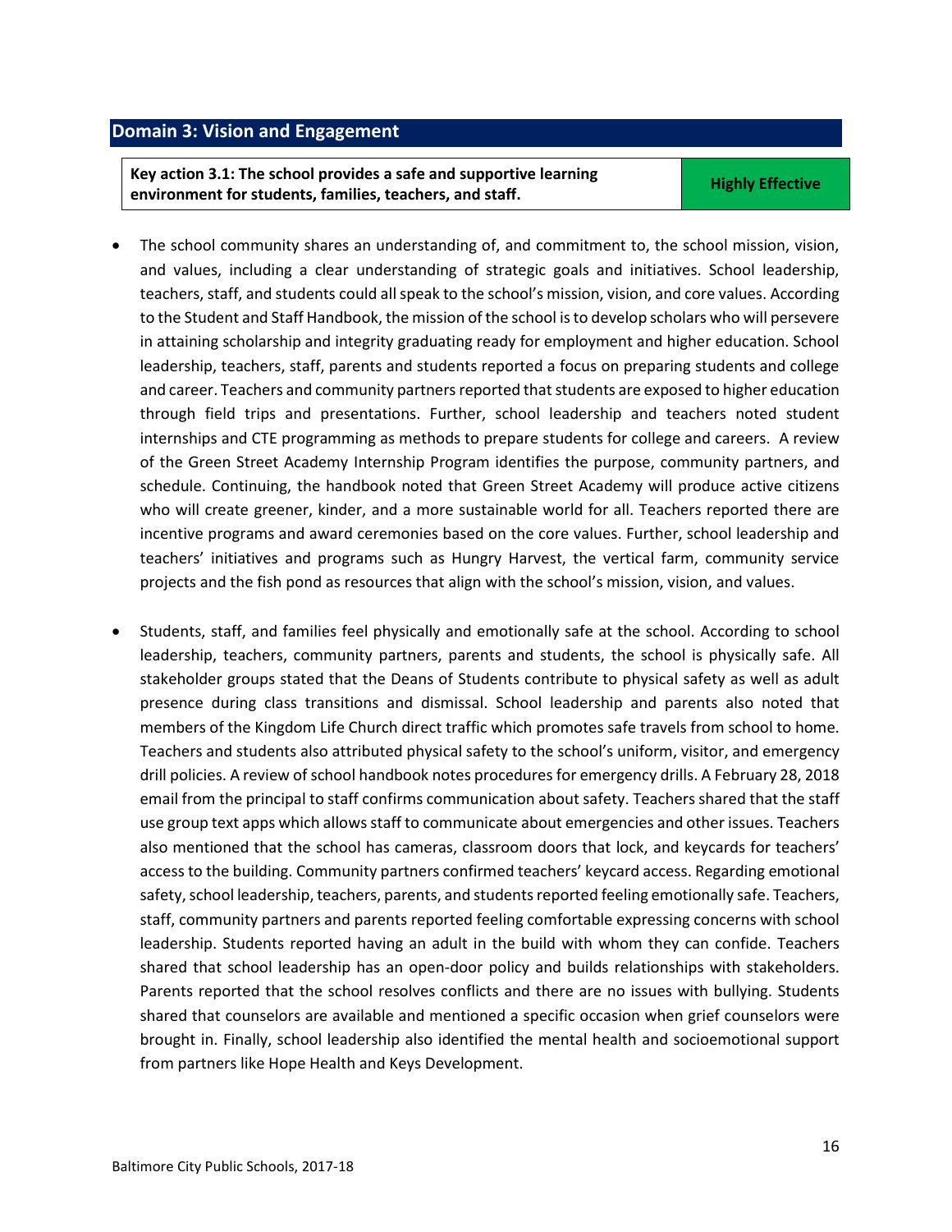## Domain 3: Vision and Engagement

| Key action 3.1: The school provides a safe and supportive learning environment for students, families, teachers, and staff. | Highly Effective |
|---|---|

- The school community shares an understanding of, and commitment to, the school mission, vision, and values, including a clear understanding of strategic goals and initiatives. School leadership, teachers, staff, and students could all speak to the school's mission, vision, and core values. According to the Student and Staff Handbook, the mission of the school is to develop scholars who will persevere in attaining scholarship and integrity graduating ready for employment and higher education. School leadership, teachers, staff, parents and students reported a focus on preparing students and college and career. Teachers and community partners reported that students are exposed to higher education through field trips and presentations. Further, school leadership and teachers noted student internships and CTE programming as methods to prepare students for college and careers. A review of the Green Street Academy Internship Program identifies the purpose, community partners, and schedule. Continuing, the handbook noted that Green Street Academy will produce active citizens who will create greener, kinder, and a more sustainable world for all. Teachers reported there are incentive programs and award ceremonies based on the core values. Further, school leadership and teachers' initiatives and programs such as Hungry Harvest, the vertical farm, community service projects and the fish pond as resources that align with the school's mission, vision, and values.

- Students, staff, and families feel physically and emotionally safe at the school. According to school leadership, teachers, community partners, parents and students, the school is physically safe. All stakeholder groups stated that the Deans of Students contribute to physical safety as well as adult presence during class transitions and dismissal. School leadership and parents also noted that members of the Kingdom Life Church direct traffic which promotes safe travels from school to home. Teachers and students also attributed physical safety to the school's uniform, visitor, and emergency drill policies. A review of school handbook notes procedures for emergency drills. A February 28, 2018 email from the principal to staff confirms communication about safety. Teachers shared that the staff use group text apps which allows staff to communicate about emergencies and other issues. Teachers also mentioned that the school has cameras, classroom doors that lock, and keycards for teachers' access to the building. Community partners confirmed teachers' keycard access. Regarding emotional safety, school leadership, teachers, parents, and students reported feeling emotionally safe. Teachers, staff, community partners and parents reported feeling comfortable expressing concerns with school leadership. Students reported having an adult in the build with whom they can confide. Teachers shared that school leadership has an open-door policy and builds relationships with stakeholders. Parents reported that the school resolves conflicts and there are no issues with bullying. Students shared that counselors are available and mentioned a specific occasion when grief counselors were brought in. Finally, school leadership also identified the mental health and socioemotional support from partners like Hope Health and Keys Development.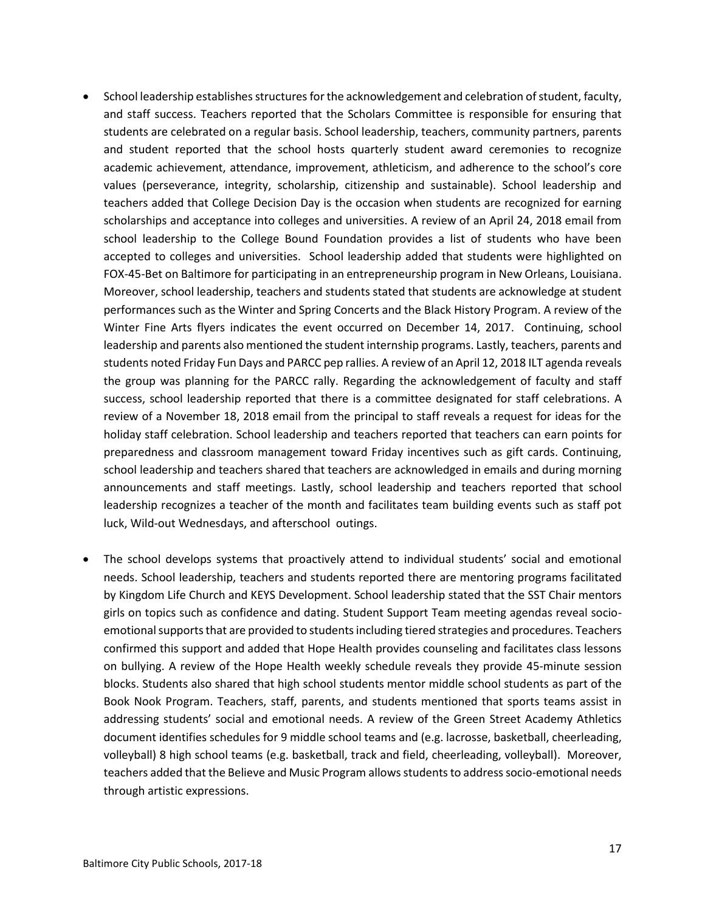- School leadership establishes structures for the acknowledgement and celebration of student, faculty, and staff success. Teachers reported that the Scholars Committee is responsible for ensuring that students are celebrated on a regular basis. School leadership, teachers, community partners, parents and student reported that the school hosts quarterly student award ceremonies to recognize academic achievement, attendance, improvement, athleticism, and adherence to the school's core values (perseverance, integrity, scholarship, citizenship and sustainable). School leadership and teachers added that College Decision Day is the occasion when students are recognized for earning scholarships and acceptance into colleges and universities. A review of an April 24, 2018 email from school leadership to the College Bound Foundation provides a list of students who have been accepted to colleges and universities. School leadership added that students were highlighted on FOX-45-Bet on Baltimore for participating in an entrepreneurship program in New Orleans, Louisiana. Moreover, school leadership, teachers and students stated that students are acknowledge at student performances such as the Winter and Spring Concerts and the Black History Program. A review of the Winter Fine Arts flyers indicates the event occurred on December 14, 2017. Continuing, school leadership and parents also mentioned the student internship programs. Lastly, teachers, parents and students noted Friday Fun Days and PARCC pep rallies. A review of an April 12, 2018 ILT agenda reveals the group was planning for the PARCC rally. Regarding the acknowledgement of faculty and staff success, school leadership reported that there is a committee designated for staff celebrations. A review of a November 18, 2018 email from the principal to staff reveals a request for ideas for the holiday staff celebration. School leadership and teachers reported that teachers can earn points for preparedness and classroom management toward Friday incentives such as gift cards. Continuing, school leadership and teachers shared that teachers are acknowledged in emails and during morning announcements and staff meetings. Lastly, school leadership and teachers reported that school leadership recognizes a teacher of the month and facilitates team building events such as staff pot luck, Wild-out Wednesdays, and afterschool outings.

- The school develops systems that proactively attend to individual students' social and emotional needs. School leadership, teachers and students reported there are mentoring programs facilitated by Kingdom Life Church and KEYS Development. School leadership stated that the SST Chair mentors girls on topics such as confidence and dating. Student Support Team meeting agendas reveal socio-emotional supports that are provided to students including tiered strategies and procedures. Teachers confirmed this support and added that Hope Health provides counseling and facilitates class lessons on bullying. A review of the Hope Health weekly schedule reveals they provide 45-minute session blocks. Students also shared that high school students mentor middle school students as part of the Book Nook Program. Teachers, staff, parents, and students mentioned that sports teams assist in addressing students' social and emotional needs. A review of the Green Street Academy Athletics document identifies schedules for 9 middle school teams and (e.g. lacrosse, basketball, cheerleading, volleyball) 8 high school teams (e.g. basketball, track and field, cheerleading, volleyball). Moreover, teachers added that the Believe and Music Program allows students to address socio-emotional needs through artistic expressions.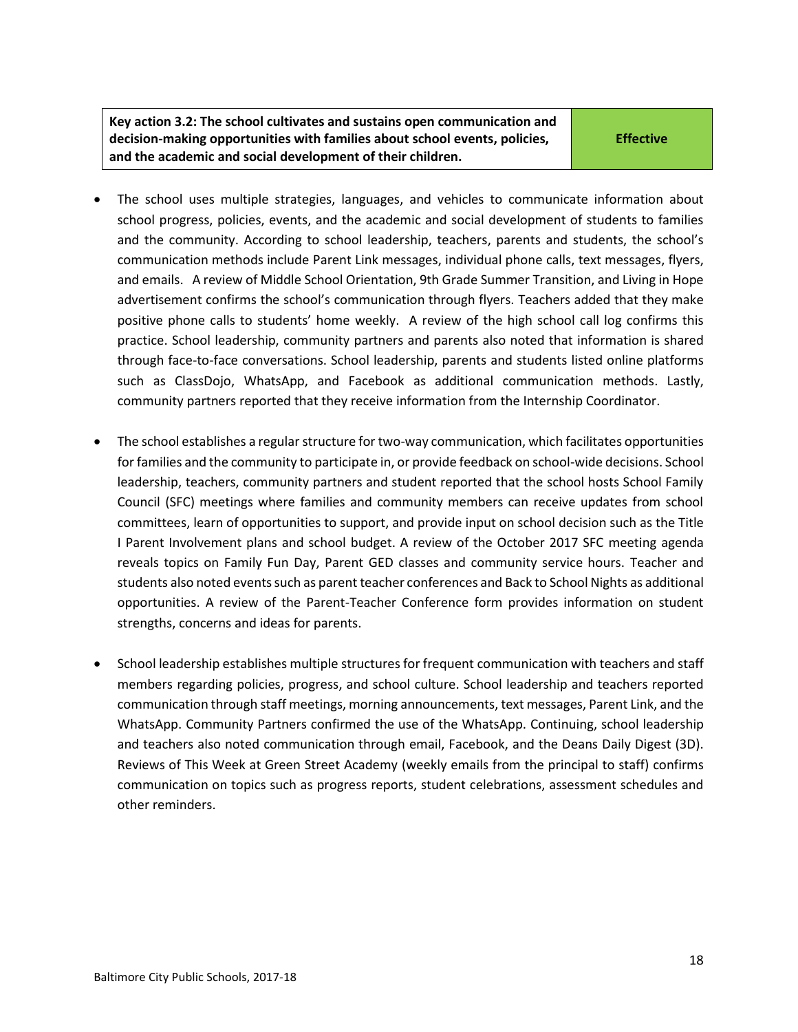| Key action 3.2: The school cultivates and sustains open communication and decision-making opportunities with families about school events, policies, and the academic and social development of their children. | Effective |
| --- | --- |

- The school uses multiple strategies, languages, and vehicles to communicate information about school progress, policies, events, and the academic and social development of students to families and the community. According to school leadership, teachers, parents and students, the school's communication methods include Parent Link messages, individual phone calls, text messages, flyers, and emails. A review of Middle School Orientation, 9th Grade Summer Transition, and Living in Hope advertisement confirms the school's communication through flyers. Teachers added that they make positive phone calls to students' home weekly. A review of the high school call log confirms this practice. School leadership, community partners and parents also noted that information is shared through face-to-face conversations. School leadership, parents and students listed online platforms such as ClassDojo, WhatsApp, and Facebook as additional communication methods. Lastly, community partners reported that they receive information from the Internship Coordinator.

- The school establishes a regular structure for two-way communication, which facilitates opportunities for families and the community to participate in, or provide feedback on school-wide decisions. School leadership, teachers, community partners and student reported that the school hosts School Family Council (SFC) meetings where families and community members can receive updates from school committees, learn of opportunities to support, and provide input on school decision such as the Title I Parent Involvement plans and school budget. A review of the October 2017 SFC meeting agenda reveals topics on Family Fun Day, Parent GED classes and community service hours. Teacher and students also noted events such as parent teacher conferences and Back to School Nights as additional opportunities. A review of the Parent-Teacher Conference form provides information on student strengths, concerns and ideas for parents.

- School leadership establishes multiple structures for frequent communication with teachers and staff members regarding policies, progress, and school culture. School leadership and teachers reported communication through staff meetings, morning announcements, text messages, Parent Link, and the WhatsApp. Community Partners confirmed the use of the WhatsApp. Continuing, school leadership and teachers also noted communication through email, Facebook, and the Deans Daily Digest (3D). Reviews of This Week at Green Street Academy (weekly emails from the principal to staff) confirms communication on topics such as progress reports, student celebrations, assessment schedules and other reminders.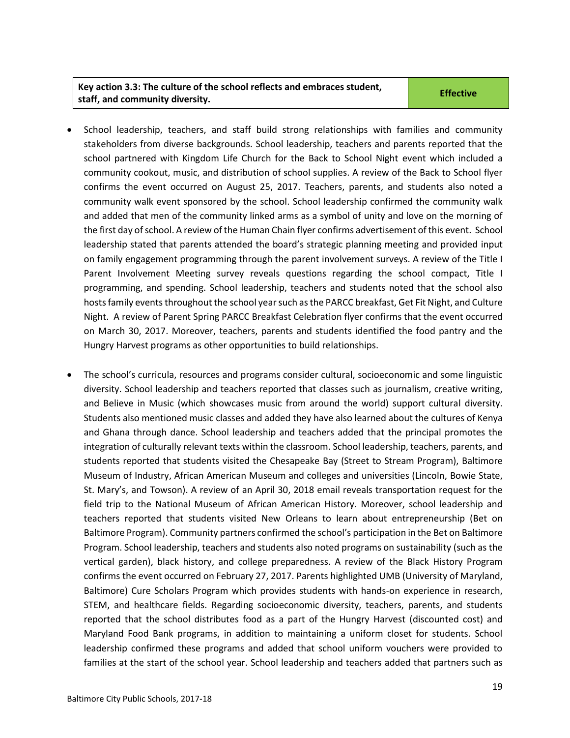| Key action 3.3: The culture of the school reflects and embraces student, staff, and community diversity. | Effective |
| --- | --- |

- School leadership, teachers, and staff build strong relationships with families and community stakeholders from diverse backgrounds. School leadership, teachers and parents reported that the school partnered with Kingdom Life Church for the Back to School Night event which included a community cookout, music, and distribution of school supplies. A review of the Back to School flyer confirms the event occurred on August 25, 2017. Teachers, parents, and students also noted a community walk event sponsored by the school. School leadership confirmed the community walk and added that men of the community linked arms as a symbol of unity and love on the morning of the first day of school. A review of the Human Chain flyer confirms advertisement of this event. School leadership stated that parents attended the board's strategic planning meeting and provided input on family engagement programming through the parent involvement surveys. A review of the Title I Parent Involvement Meeting survey reveals questions regarding the school compact, Title I programming, and spending. School leadership, teachers and students noted that the school also hosts family events throughout the school year such as the PARCC breakfast, Get Fit Night, and Culture Night. A review of Parent Spring PARCC Breakfast Celebration flyer confirms that the event occurred on March 30, 2017. Moreover, teachers, parents and students identified the food pantry and the Hungry Harvest programs as other opportunities to build relationships.

- The school's curricula, resources and programs consider cultural, socioeconomic and some linguistic diversity. School leadership and teachers reported that classes such as journalism, creative writing, and Believe in Music (which showcases music from around the world) support cultural diversity. Students also mentioned music classes and added they have also learned about the cultures of Kenya and Ghana through dance. School leadership and teachers added that the principal promotes the integration of culturally relevant texts within the classroom. School leadership, teachers, parents, and students reported that students visited the Chesapeake Bay (Street to Stream Program), Baltimore Museum of Industry, African American Museum and colleges and universities (Lincoln, Bowie State, St. Mary's, and Towson). A review of an April 30, 2018 email reveals transportation request for the field trip to the National Museum of African American History. Moreover, school leadership and teachers reported that students visited New Orleans to learn about entrepreneurship (Bet on Baltimore Program). Community partners confirmed the school's participation in the Bet on Baltimore Program. School leadership, teachers and students also noted programs on sustainability (such as the vertical garden), black history, and college preparedness. A review of the Black History Program confirms the event occurred on February 27, 2017. Parents highlighted UMB (University of Maryland, Baltimore) Cure Scholars Program which provides students with hands-on experience in research, STEM, and healthcare fields. Regarding socioeconomic diversity, teachers, parents, and students reported that the school distributes food as a part of the Hungry Harvest (discounted cost) and Maryland Food Bank programs, in addition to maintaining a uniform closet for students. School leadership confirmed these programs and added that school uniform vouchers were provided to families at the start of the school year. School leadership and teachers added that partners such as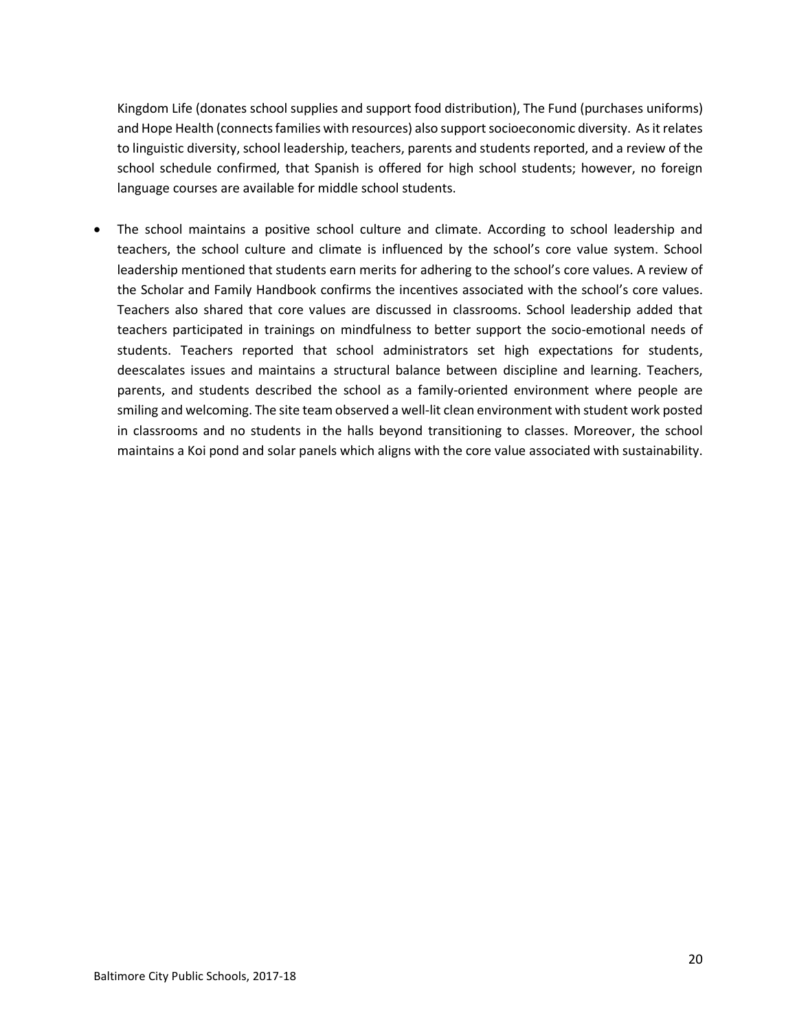Kingdom Life (donates school supplies and support food distribution), The Fund (purchases uniforms) and Hope Health (connects families with resources) also support socioeconomic diversity. As it relates to linguistic diversity, school leadership, teachers, parents and students reported, and a review of the school schedule confirmed, that Spanish is offered for high school students; however, no foreign language courses are available for middle school students.

- The school maintains a positive school culture and climate. According to school leadership and teachers, the school culture and climate is influenced by the school's core value system. School leadership mentioned that students earn merits for adhering to the school's core values. A review of the Scholar and Family Handbook confirms the incentives associated with the school's core values. Teachers also shared that core values are discussed in classrooms. School leadership added that teachers participated in trainings on mindfulness to better support the socio-emotional needs of students. Teachers reported that school administrators set high expectations for students, deescalates issues and maintains a structural balance between discipline and learning. Teachers, parents, and students described the school as a family-oriented environment where people are smiling and welcoming. The site team observed a well-lit clean environment with student work posted in classrooms and no students in the halls beyond transitioning to classes. Moreover, the school maintains a Koi pond and solar panels which aligns with the core value associated with sustainability.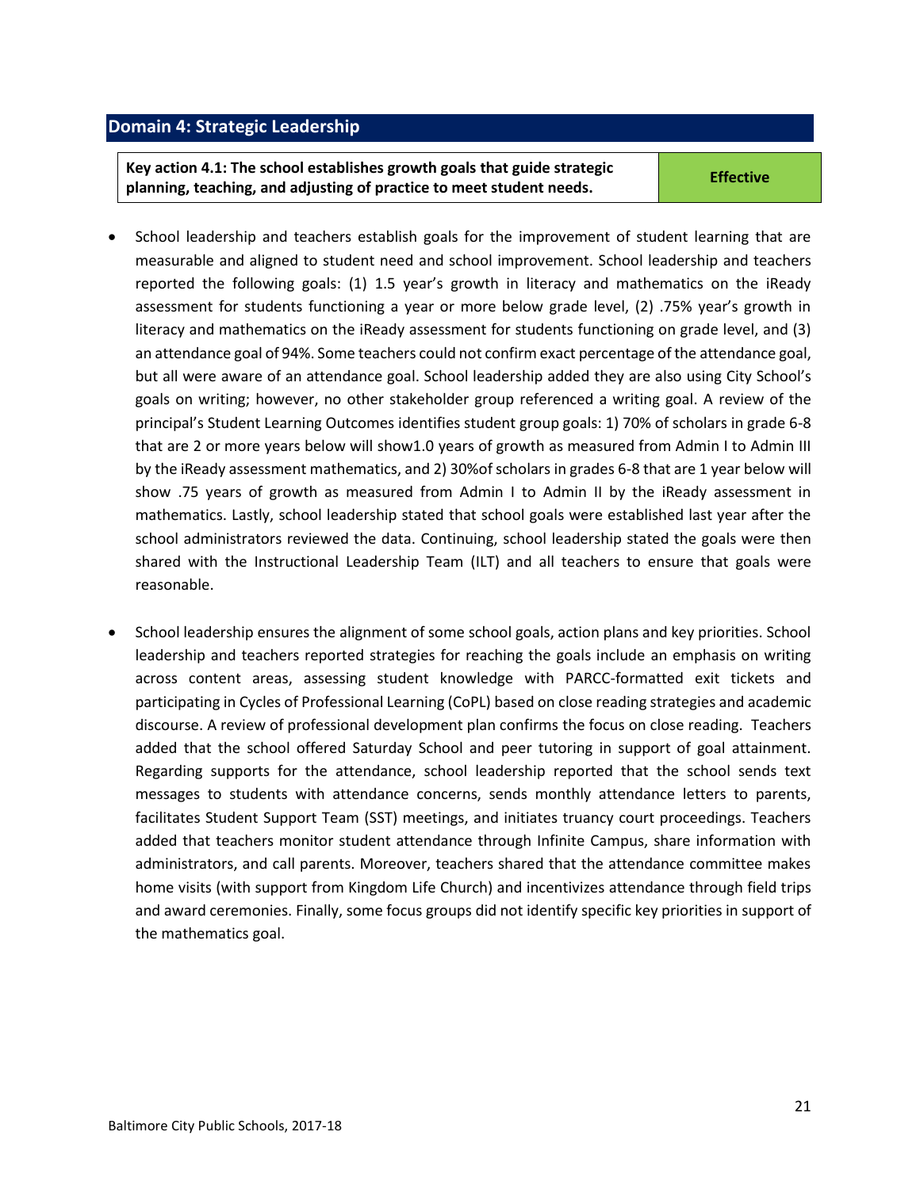## Domain 4: Strategic Leadership

| Key action 4.1: The school establishes growth goals that guide strategic planning, teaching, and adjusting of practice to meet student needs. | Effective |
|---|---|

- School leadership and teachers establish goals for the improvement of student learning that are measurable and aligned to student need and school improvement. School leadership and teachers reported the following goals: (1) 1.5 year's growth in literacy and mathematics on the iReady assessment for students functioning a year or more below grade level, (2) .75% year's growth in literacy and mathematics on the iReady assessment for students functioning on grade level, and (3) an attendance goal of 94%. Some teachers could not confirm exact percentage of the attendance goal, but all were aware of an attendance goal. School leadership added they are also using City School's goals on writing; however, no other stakeholder group referenced a writing goal. A review of the principal's Student Learning Outcomes identifies student group goals: 1) 70% of scholars in grade 6-8 that are 2 or more years below will show1.0 years of growth as measured from Admin I to Admin III by the iReady assessment mathematics, and 2) 30%of scholars in grades 6-8 that are 1 year below will show .75 years of growth as measured from Admin I to Admin II by the iReady assessment in mathematics. Lastly, school leadership stated that school goals were established last year after the school administrators reviewed the data. Continuing, school leadership stated the goals were then shared with the Instructional Leadership Team (ILT) and all teachers to ensure that goals were reasonable.

- School leadership ensures the alignment of some school goals, action plans and key priorities. School leadership and teachers reported strategies for reaching the goals include an emphasis on writing across content areas, assessing student knowledge with PARCC-formatted exit tickets and participating in Cycles of Professional Learning (CoPL) based on close reading strategies and academic discourse. A review of professional development plan confirms the focus on close reading. Teachers added that the school offered Saturday School and peer tutoring in support of goal attainment. Regarding supports for the attendance, school leadership reported that the school sends text messages to students with attendance concerns, sends monthly attendance letters to parents, facilitates Student Support Team (SST) meetings, and initiates truancy court proceedings. Teachers added that teachers monitor student attendance through Infinite Campus, share information with administrators, and call parents. Moreover, teachers shared that the attendance committee makes home visits (with support from Kingdom Life Church) and incentivizes attendance through field trips and award ceremonies. Finally, some focus groups did not identify specific key priorities in support of the mathematics goal.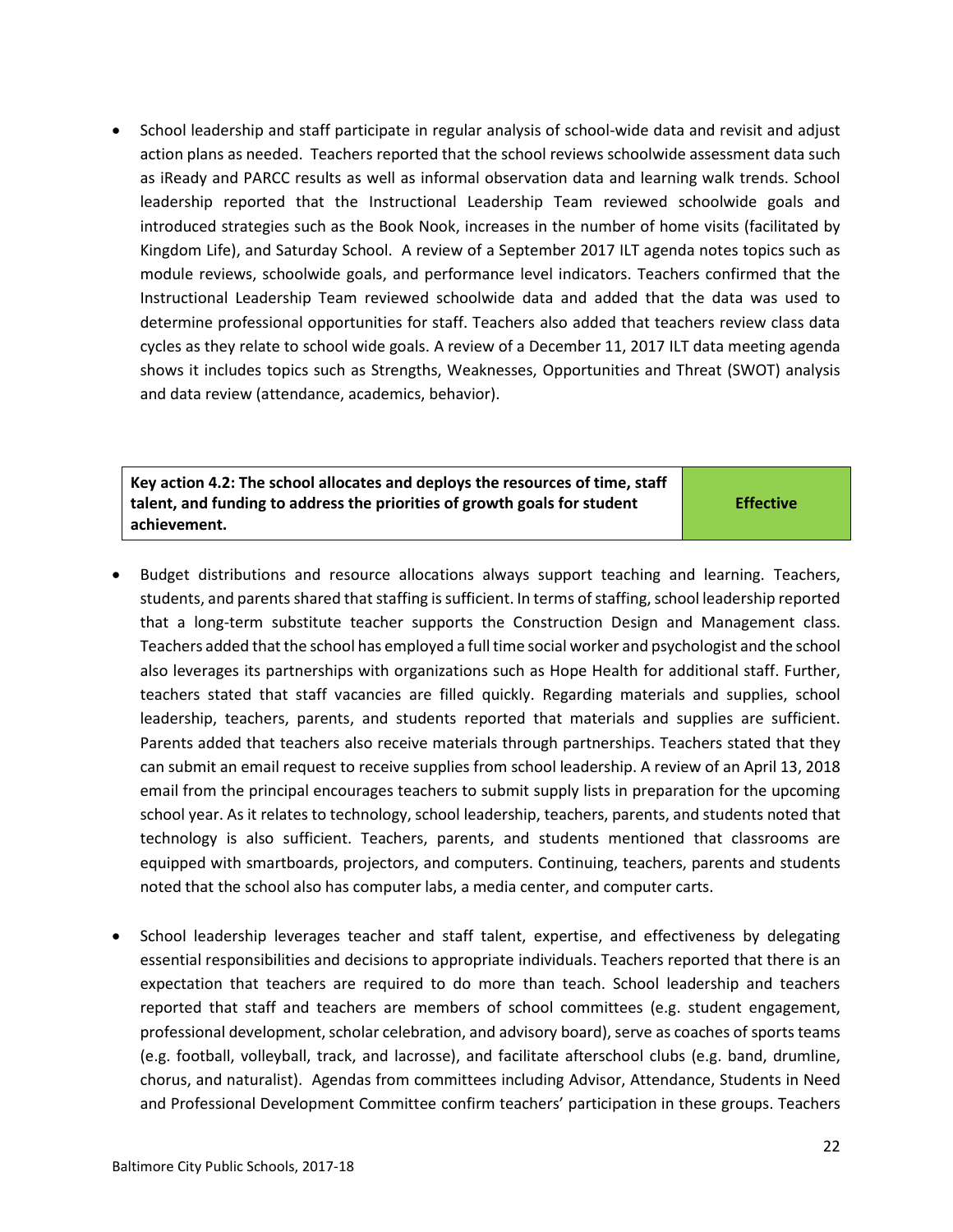- School leadership and staff participate in regular analysis of school-wide data and revisit and adjust action plans as needed. Teachers reported that the school reviews schoolwide assessment data such as iReady and PARCC results as well as informal observation data and learning walk trends. School leadership reported that the Instructional Leadership Team reviewed schoolwide goals and introduced strategies such as the Book Nook, increases in the number of home visits (facilitated by Kingdom Life), and Saturday School. A review of a September 2017 ILT agenda notes topics such as module reviews, schoolwide goals, and performance level indicators. Teachers confirmed that the Instructional Leadership Team reviewed schoolwide data and added that the data was used to determine professional opportunities for staff. Teachers also added that teachers review class data cycles as they relate to school wide goals. A review of a December 11, 2017 ILT data meeting agenda shows it includes topics such as Strengths, Weaknesses, Opportunities and Threat (SWOT) analysis and data review (attendance, academics, behavior).

| **Key action 4.2: The school allocates and deploys the resources of time, staff talent, and funding to address the priorities of growth goals for student achievement.** | **Effective** |
|---|---|

- Budget distributions and resource allocations always support teaching and learning. Teachers, students, and parents shared that staffing is sufficient. In terms of staffing, school leadership reported that a long-term substitute teacher supports the Construction Design and Management class. Teachers added that the school has employed a full time social worker and psychologist and the school also leverages its partnerships with organizations such as Hope Health for additional staff. Further, teachers stated that staff vacancies are filled quickly. Regarding materials and supplies, school leadership, teachers, parents, and students reported that materials and supplies are sufficient. Parents added that teachers also receive materials through partnerships. Teachers stated that they can submit an email request to receive supplies from school leadership. A review of an April 13, 2018 email from the principal encourages teachers to submit supply lists in preparation for the upcoming school year. As it relates to technology, school leadership, teachers, parents, and students noted that technology is also sufficient. Teachers, parents, and students mentioned that classrooms are equipped with smartboards, projectors, and computers. Continuing, teachers, parents and students noted that the school also has computer labs, a media center, and computer carts.

- School leadership leverages teacher and staff talent, expertise, and effectiveness by delegating essential responsibilities and decisions to appropriate individuals. Teachers reported that there is an expectation that teachers are required to do more than teach. School leadership and teachers reported that staff and teachers are members of school committees (e.g. student engagement, professional development, scholar celebration, and advisory board), serve as coaches of sports teams (e.g. football, volleyball, track, and lacrosse), and facilitate afterschool clubs (e.g. band, drumline, chorus, and naturalist). Agendas from committees including Advisor, Attendance, Students in Need and Professional Development Committee confirm teachers' participation in these groups. Teachers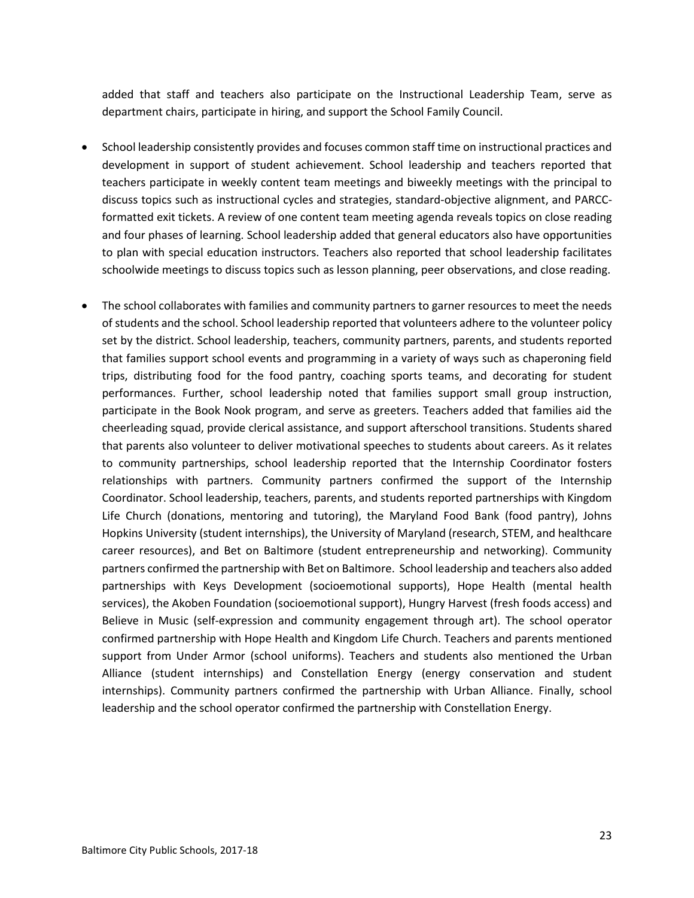added that staff and teachers also participate on the Instructional Leadership Team, serve as department chairs, participate in hiring, and support the School Family Council.

- School leadership consistently provides and focuses common staff time on instructional practices and development in support of student achievement. School leadership and teachers reported that teachers participate in weekly content team meetings and biweekly meetings with the principal to discuss topics such as instructional cycles and strategies, standard-objective alignment, and PARCC-formatted exit tickets. A review of one content team meeting agenda reveals topics on close reading and four phases of learning. School leadership added that general educators also have opportunities to plan with special education instructors. Teachers also reported that school leadership facilitates schoolwide meetings to discuss topics such as lesson planning, peer observations, and close reading.

- The school collaborates with families and community partners to garner resources to meet the needs of students and the school. School leadership reported that volunteers adhere to the volunteer policy set by the district. School leadership, teachers, community partners, parents, and students reported that families support school events and programming in a variety of ways such as chaperoning field trips, distributing food for the food pantry, coaching sports teams, and decorating for student performances. Further, school leadership noted that families support small group instruction, participate in the Book Nook program, and serve as greeters. Teachers added that families aid the cheerleading squad, provide clerical assistance, and support afterschool transitions. Students shared that parents also volunteer to deliver motivational speeches to students about careers. As it relates to community partnerships, school leadership reported that the Internship Coordinator fosters relationships with partners. Community partners confirmed the support of the Internship Coordinator. School leadership, teachers, parents, and students reported partnerships with Kingdom Life Church (donations, mentoring and tutoring), the Maryland Food Bank (food pantry), Johns Hopkins University (student internships), the University of Maryland (research, STEM, and healthcare career resources), and Bet on Baltimore (student entrepreneurship and networking). Community partners confirmed the partnership with Bet on Baltimore. School leadership and teachers also added partnerships with Keys Development (socioemotional supports), Hope Health (mental health services), the Akoben Foundation (socioemotional support), Hungry Harvest (fresh foods access) and Believe in Music (self-expression and community engagement through art). The school operator confirmed partnership with Hope Health and Kingdom Life Church. Teachers and parents mentioned support from Under Armor (school uniforms). Teachers and students also mentioned the Urban Alliance (student internships) and Constellation Energy (energy conservation and student internships). Community partners confirmed the partnership with Urban Alliance. Finally, school leadership and the school operator confirmed the partnership with Constellation Energy.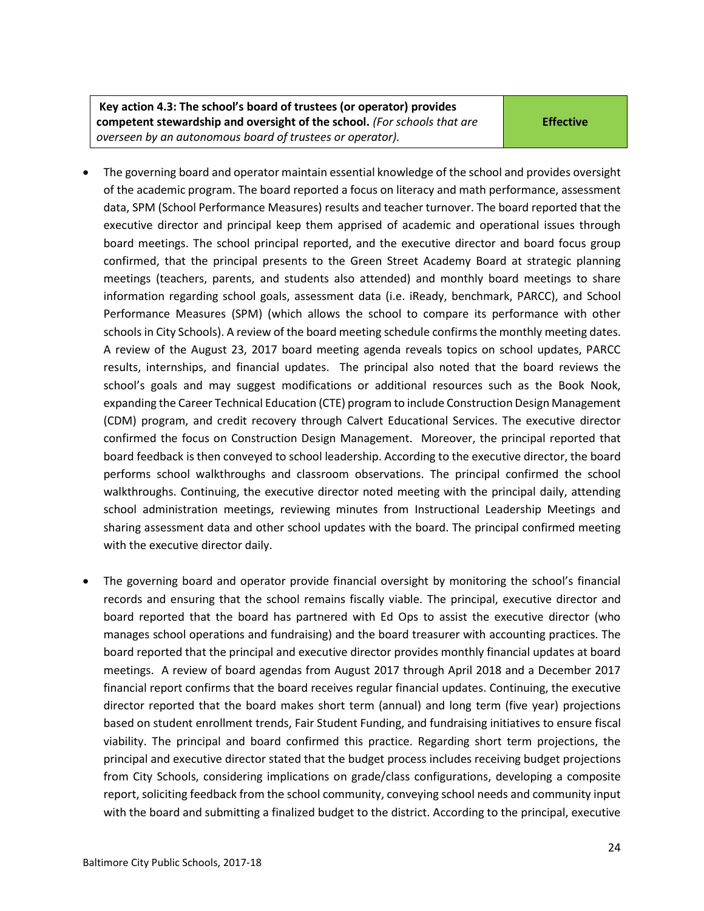| **Key action 4.3: The school's board of trustees (or operator) provides competent stewardship and oversight of the school.** *(For schools that are overseen by an autonomous board of trustees or operator).* | **Effective** |
| --- | --- |

- The governing board and operator maintain essential knowledge of the school and provides oversight of the academic program. The board reported a focus on literacy and math performance, assessment data, SPM (School Performance Measures) results and teacher turnover. The board reported that the executive director and principal keep them apprised of academic and operational issues through board meetings. The school principal reported, and the executive director and board focus group confirmed, that the principal presents to the Green Street Academy Board at strategic planning meetings (teachers, parents, and students also attended) and monthly board meetings to share information regarding school goals, assessment data (i.e. iReady, benchmark, PARCC), and School Performance Measures (SPM) (which allows the school to compare its performance with other schools in City Schools). A review of the board meeting schedule confirms the monthly meeting dates. A review of the August 23, 2017 board meeting agenda reveals topics on school updates, PARCC results, internships, and financial updates. The principal also noted that the board reviews the school's goals and may suggest modifications or additional resources such as the Book Nook, expanding the Career Technical Education (CTE) program to include Construction Design Management (CDM) program, and credit recovery through Calvert Educational Services. The executive director confirmed the focus on Construction Design Management. Moreover, the principal reported that board feedback is then conveyed to school leadership. According to the executive director, the board performs school walkthroughs and classroom observations. The principal confirmed the school walkthroughs. Continuing, the executive director noted meeting with the principal daily, attending school administration meetings, reviewing minutes from Instructional Leadership Meetings and sharing assessment data and other school updates with the board. The principal confirmed meeting with the executive director daily.

- The governing board and operator provide financial oversight by monitoring the school's financial records and ensuring that the school remains fiscally viable. The principal, executive director and board reported that the board has partnered with Ed Ops to assist the executive director (who manages school operations and fundraising) and the board treasurer with accounting practices. The board reported that the principal and executive director provides monthly financial updates at board meetings. A review of board agendas from August 2017 through April 2018 and a December 2017 financial report confirms that the board receives regular financial updates. Continuing, the executive director reported that the board makes short term (annual) and long term (five year) projections based on student enrollment trends, Fair Student Funding, and fundraising initiatives to ensure fiscal viability. The principal and board confirmed this practice. Regarding short term projections, the principal and executive director stated that the budget process includes receiving budget projections from City Schools, considering implications on grade/class configurations, developing a composite report, soliciting feedback from the school community, conveying school needs and community input with the board and submitting a finalized budget to the district. According to the principal, executive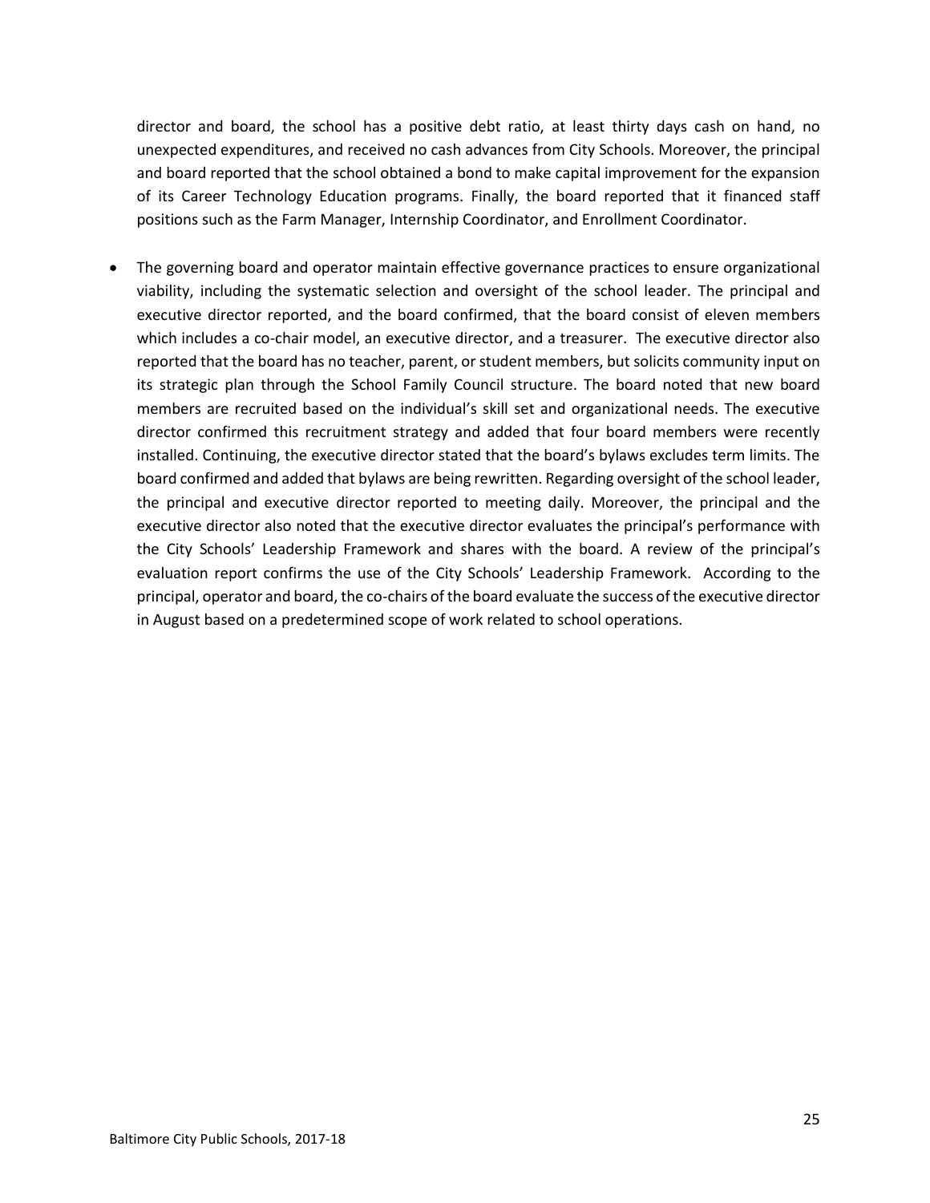director and board, the school has a positive debt ratio, at least thirty days cash on hand, no unexpected expenditures, and received no cash advances from City Schools. Moreover, the principal and board reported that the school obtained a bond to make capital improvement for the expansion of its Career Technology Education programs. Finally, the board reported that it financed staff positions such as the Farm Manager, Internship Coordinator, and Enrollment Coordinator.

- The governing board and operator maintain effective governance practices to ensure organizational viability, including the systematic selection and oversight of the school leader. The principal and executive director reported, and the board confirmed, that the board consist of eleven members which includes a co-chair model, an executive director, and a treasurer. The executive director also reported that the board has no teacher, parent, or student members, but solicits community input on its strategic plan through the School Family Council structure. The board noted that new board members are recruited based on the individual's skill set and organizational needs. The executive director confirmed this recruitment strategy and added that four board members were recently installed. Continuing, the executive director stated that the board's bylaws excludes term limits. The board confirmed and added that bylaws are being rewritten. Regarding oversight of the school leader, the principal and executive director reported to meeting daily. Moreover, the principal and the executive director also noted that the executive director evaluates the principal's performance with the City Schools' Leadership Framework and shares with the board. A review of the principal's evaluation report confirms the use of the City Schools' Leadership Framework. According to the principal, operator and board, the co-chairs of the board evaluate the success of the executive director in August based on a predetermined scope of work related to school operations.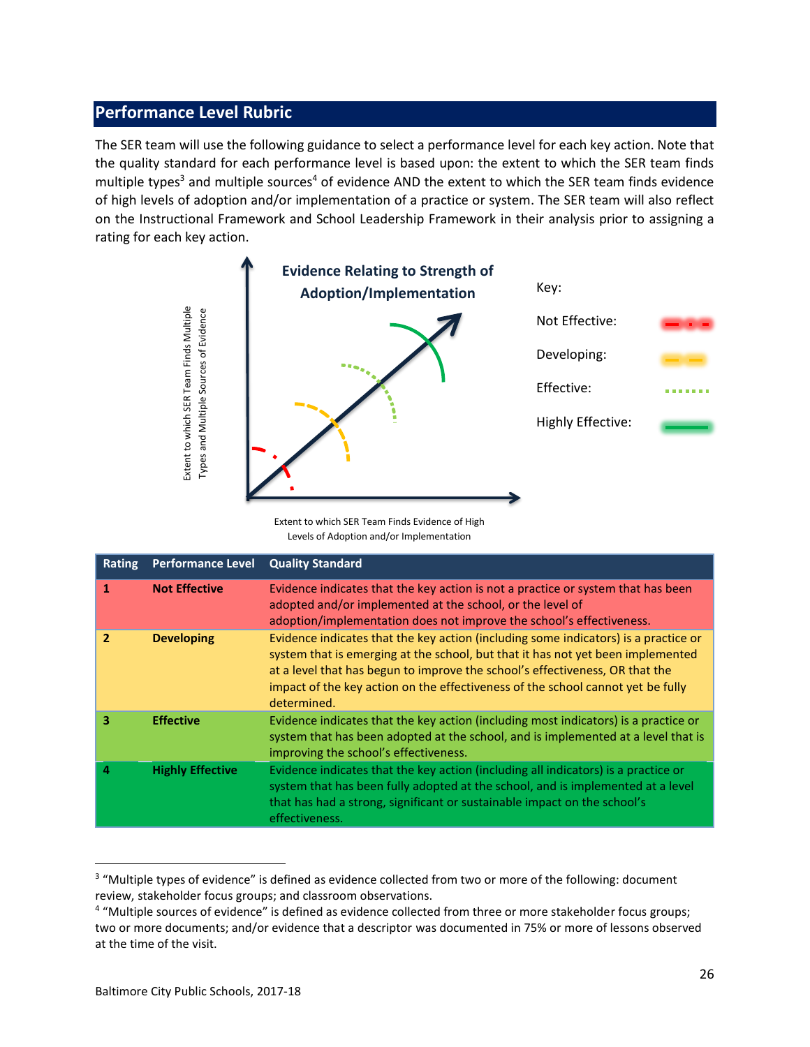## Performance Level Rubric

The SER team will use the following guidance to select a performance level for each key action. Note that the quality standard for each performance level is based upon: the extent to which the SER team finds multiple types[3] and multiple sources[4] of evidence AND the extent to which the SER team finds evidence of high levels of adoption and/or implementation of a practice or system. The SER team will also reflect on the Instructional Framework and School Leadership Framework in their analysis prior to assigning a rating for each key action.

**Evidence Relating to Strength of Adoption/Implementation**

Key:
- Not Effective
- Developing
- Effective
- Highly Effective

Y-axis: Extent to which SER Team Finds Multiple Types and Multiple Sources of Evidence

X-axis: Extent to which SER Team Finds Evidence of High Levels of Adoption and/or Implementation

| Rating | Performance Level | Quality Standard |
|---|---|---|
| 1 | **Not Effective** | Evidence indicates that the key action is not a practice or system that has been adopted and/or implemented at the school, or the level of adoption/implementation does not improve the school's effectiveness. |
| 2 | **Developing** | Evidence indicates that the key action (including some indicators) is a practice or system that is emerging at the school, but that it has not yet been implemented at a level that has begun to improve the school's effectiveness, OR that the impact of the key action on the effectiveness of the school cannot yet be fully determined. |
| 3 | **Effective** | Evidence indicates that the key action (including most indicators) is a practice or system that has been adopted at the school, and is implemented at a level that is improving the school's effectiveness. |
| 4 | **Highly Effective** | Evidence indicates that the key action (including all indicators) is a practice or system that has been fully adopted at the school, and is implemented at a level that has had a strong, significant or sustainable impact on the school's effectiveness. |

[3] "Multiple types of evidence" is defined as evidence collected from two or more of the following: document review, stakeholder focus groups; and classroom observations.

[4] "Multiple sources of evidence" is defined as evidence collected from three or more stakeholder focus groups; two or more documents; and/or evidence that a descriptor was documented in 75% or more of lessons observed at the time of the visit.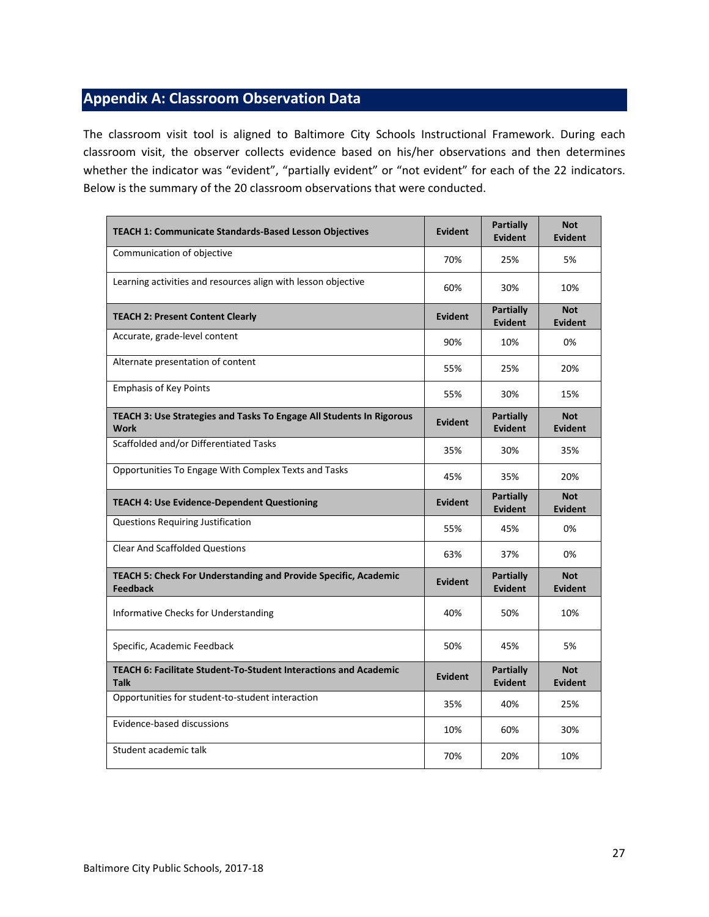## Appendix A: Classroom Observation Data

The classroom visit tool is aligned to Baltimore City Schools Instructional Framework. During each classroom visit, the observer collects evidence based on his/her observations and then determines whether the indicator was "evident", "partially evident" or "not evident" for each of the 22 indicators. Below is the summary of the 20 classroom observations that were conducted.

| **TEACH 1: Communicate Standards-Based Lesson Objectives** | **Evident** | **Partially Evident** | **Not Evident** |
|---|---|---|---|
| Communication of objective | 70% | 25% | 5% |
| Learning activities and resources align with lesson objective | 60% | 30% | 10% |
| **TEACH 2: Present Content Clearly** | **Evident** | **Partially Evident** | **Not Evident** |
| Accurate, grade-level content | 90% | 10% | 0% |
| Alternate presentation of content | 55% | 25% | 20% |
| Emphasis of Key Points | 55% | 30% | 15% |
| **TEACH 3: Use Strategies and Tasks To Engage All Students In Rigorous Work** | **Evident** | **Partially Evident** | **Not Evident** |
| Scaffolded and/or Differentiated Tasks | 35% | 30% | 35% |
| Opportunities To Engage With Complex Texts and Tasks | 45% | 35% | 20% |
| **TEACH 4: Use Evidence-Dependent Questioning** | **Evident** | **Partially Evident** | **Not Evident** |
| Questions Requiring Justification | 55% | 45% | 0% |
| Clear And Scaffolded Questions | 63% | 37% | 0% |
| **TEACH 5: Check For Understanding and Provide Specific, Academic Feedback** | **Evident** | **Partially Evident** | **Not Evident** |
| Informative Checks for Understanding | 40% | 50% | 10% |
| Specific, Academic Feedback | 50% | 45% | 5% |
| **TEACH 6: Facilitate Student-To-Student Interactions and Academic Talk** | **Evident** | **Partially Evident** | **Not Evident** |
| Opportunities for student-to-student interaction | 35% | 40% | 25% |
| Evidence-based discussions | 10% | 60% | 30% |
| Student academic talk | 70% | 20% | 10% |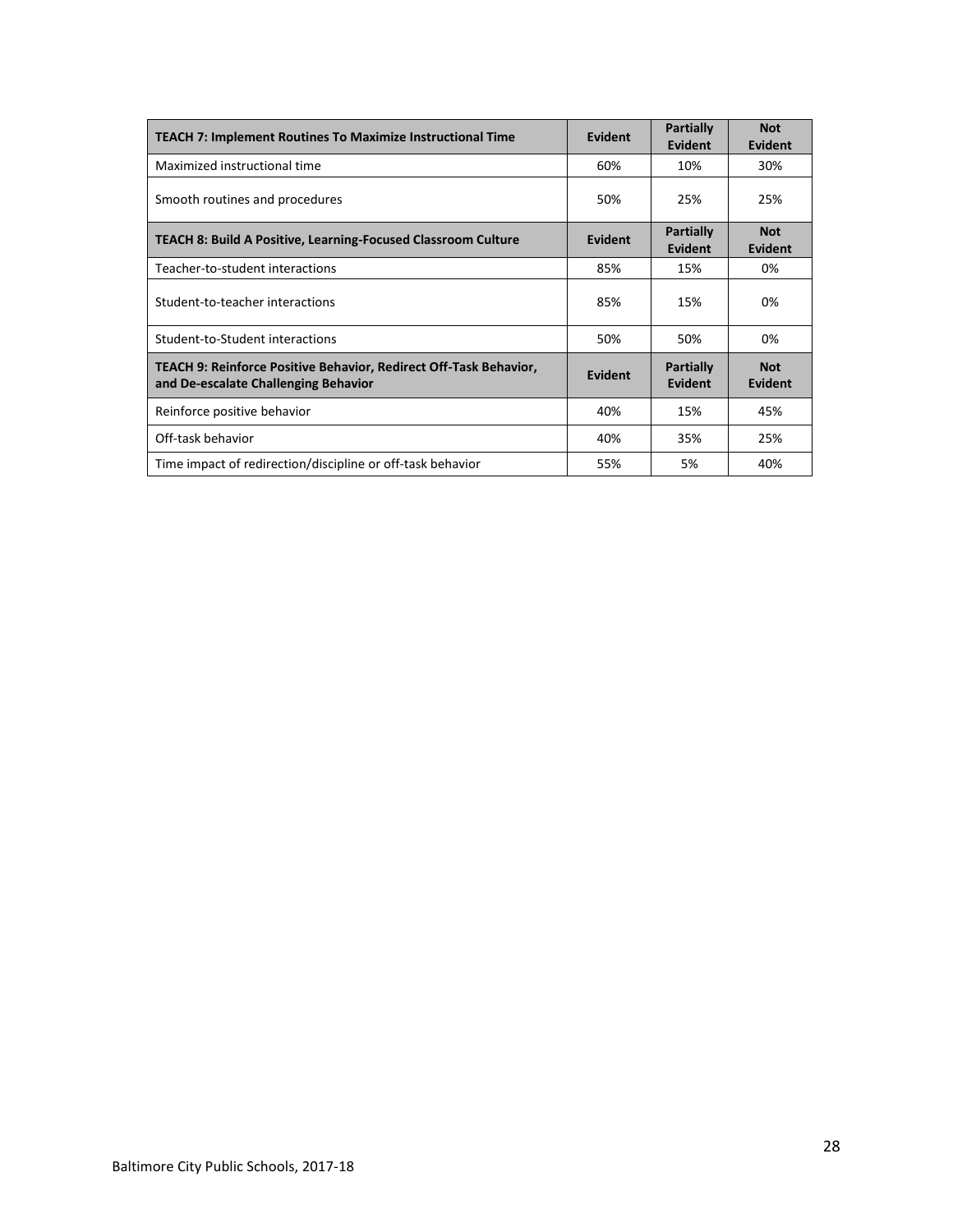| **TEACH 7: Implement Routines To Maximize Instructional Time** | **Evident** | **Partially Evident** | **Not Evident** |
|---|---|---|---|
| Maximized instructional time | 60% | 10% | 30% |
| Smooth routines and procedures | 50% | 25% | 25% |
| **TEACH 8: Build A Positive, Learning-Focused Classroom Culture** | **Evident** | **Partially Evident** | **Not Evident** |
| Teacher-to-student interactions | 85% | 15% | 0% |
| Student-to-teacher interactions | 85% | 15% | 0% |
| Student-to-Student interactions | 50% | 50% | 0% |
| **TEACH 9: Reinforce Positive Behavior, Redirect Off-Task Behavior, and De-escalate Challenging Behavior** | **Evident** | **Partially Evident** | **Not Evident** |
| Reinforce positive behavior | 40% | 15% | 45% |
| Off-task behavior | 40% | 35% | 25% |
| Time impact of redirection/discipline or off-task behavior | 55% | 5% | 40% |

Baltimore City Public Schools, 2017-18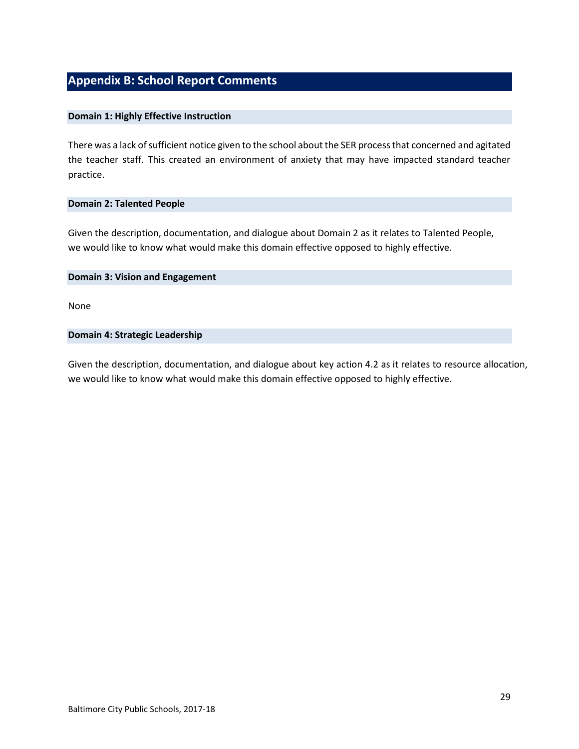## Appendix B: School Report Comments

### Domain 1: Highly Effective Instruction

There was a lack of sufficient notice given to the school about the SER process that concerned and agitated the teacher staff. This created an environment of anxiety that may have impacted standard teacher practice.

### Domain 2: Talented People

Given the description, documentation, and dialogue about Domain 2 as it relates to Talented People, we would like to know what would make this domain effective opposed to highly effective.

### Domain 3: Vision and Engagement

None

### Domain 4: Strategic Leadership

Given the description, documentation, and dialogue about key action 4.2 as it relates to resource allocation, we would like to know what would make this domain effective opposed to highly effective.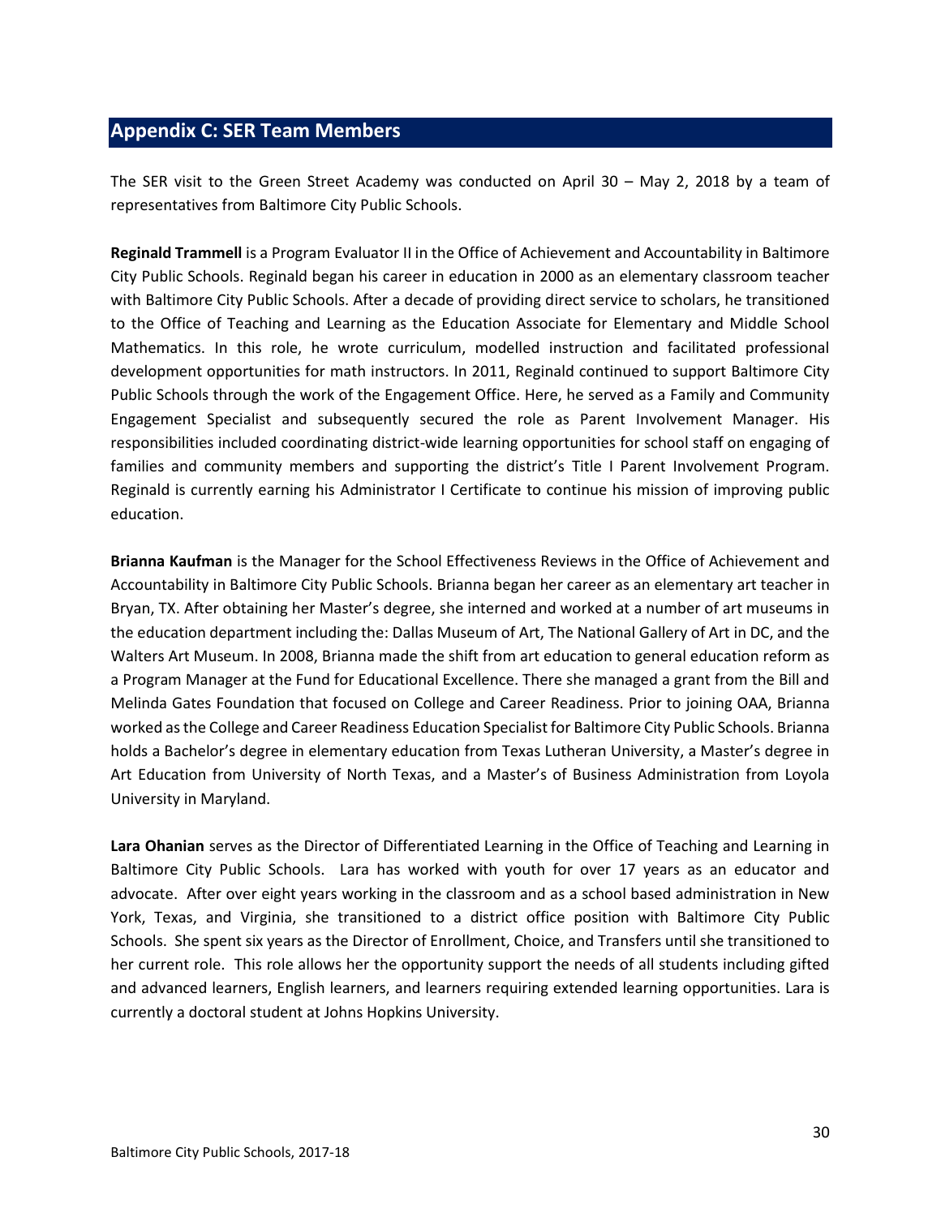## Appendix C: SER Team Members

The SER visit to the Green Street Academy was conducted on April 30 – May 2, 2018 by a team of representatives from Baltimore City Public Schools.

**Reginald Trammell** is a Program Evaluator II in the Office of Achievement and Accountability in Baltimore City Public Schools. Reginald began his career in education in 2000 as an elementary classroom teacher with Baltimore City Public Schools. After a decade of providing direct service to scholars, he transitioned to the Office of Teaching and Learning as the Education Associate for Elementary and Middle School Mathematics. In this role, he wrote curriculum, modelled instruction and facilitated professional development opportunities for math instructors. In 2011, Reginald continued to support Baltimore City Public Schools through the work of the Engagement Office. Here, he served as a Family and Community Engagement Specialist and subsequently secured the role as Parent Involvement Manager. His responsibilities included coordinating district-wide learning opportunities for school staff on engaging of families and community members and supporting the district's Title I Parent Involvement Program. Reginald is currently earning his Administrator I Certificate to continue his mission of improving public education.

**Brianna Kaufman** is the Manager for the School Effectiveness Reviews in the Office of Achievement and Accountability in Baltimore City Public Schools. Brianna began her career as an elementary art teacher in Bryan, TX. After obtaining her Master's degree, she interned and worked at a number of art museums in the education department including the: Dallas Museum of Art, The National Gallery of Art in DC, and the Walters Art Museum. In 2008, Brianna made the shift from art education to general education reform as a Program Manager at the Fund for Educational Excellence. There she managed a grant from the Bill and Melinda Gates Foundation that focused on College and Career Readiness. Prior to joining OAA, Brianna worked as the College and Career Readiness Education Specialist for Baltimore City Public Schools. Brianna holds a Bachelor's degree in elementary education from Texas Lutheran University, a Master's degree in Art Education from University of North Texas, and a Master's of Business Administration from Loyola University in Maryland.

**Lara Ohanian** serves as the Director of Differentiated Learning in the Office of Teaching and Learning in Baltimore City Public Schools. Lara has worked with youth for over 17 years as an educator and advocate. After over eight years working in the classroom and as a school based administration in New York, Texas, and Virginia, she transitioned to a district office position with Baltimore City Public Schools. She spent six years as the Director of Enrollment, Choice, and Transfers until she transitioned to her current role. This role allows her the opportunity support the needs of all students including gifted and advanced learners, English learners, and learners requiring extended learning opportunities. Lara is currently a doctoral student at Johns Hopkins University.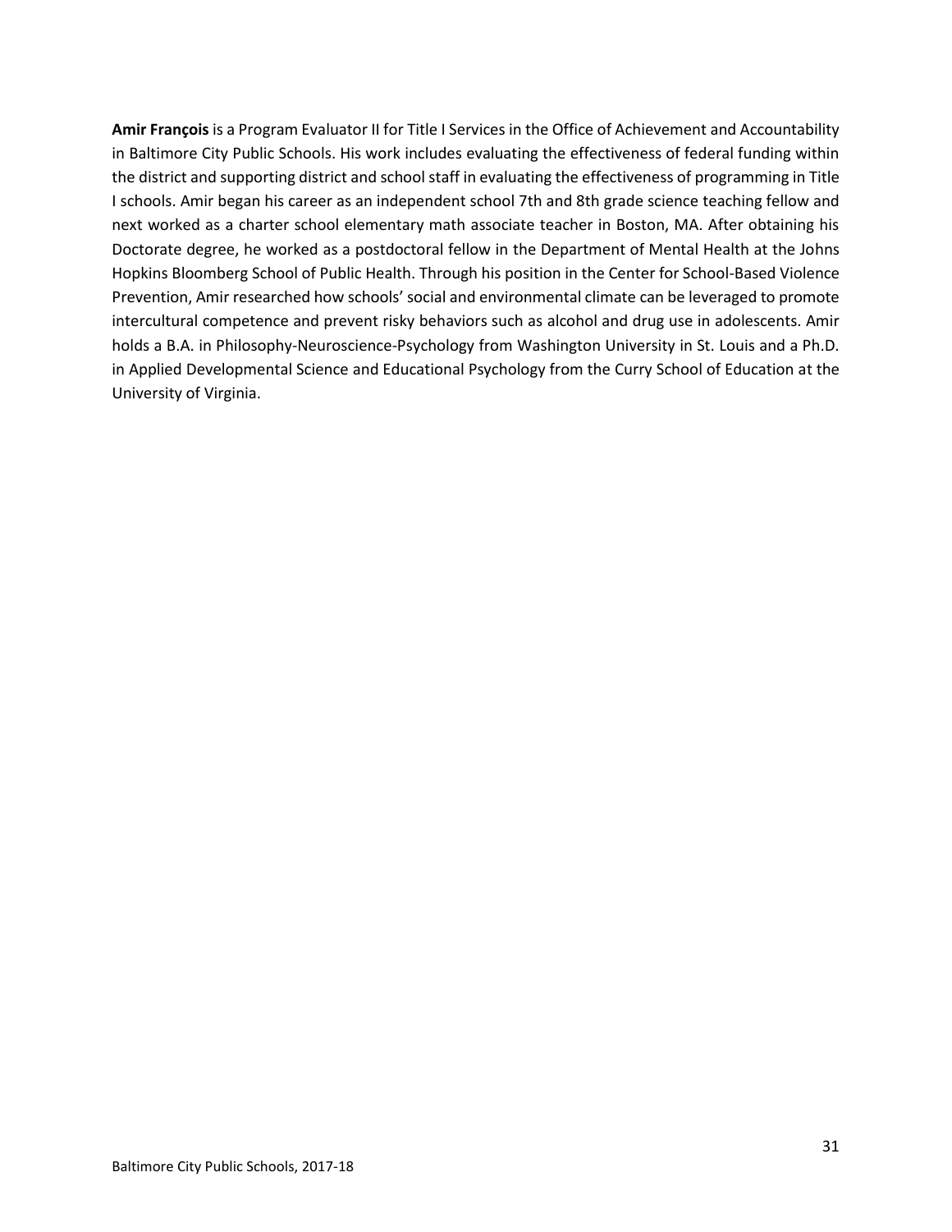**Amir François** is a Program Evaluator II for Title I Services in the Office of Achievement and Accountability in Baltimore City Public Schools. His work includes evaluating the effectiveness of federal funding within the district and supporting district and school staff in evaluating the effectiveness of programming in Title I schools. Amir began his career as an independent school 7th and 8th grade science teaching fellow and next worked as a charter school elementary math associate teacher in Boston, MA. After obtaining his Doctorate degree, he worked as a postdoctoral fellow in the Department of Mental Health at the Johns Hopkins Bloomberg School of Public Health. Through his position in the Center for School-Based Violence Prevention, Amir researched how schools' social and environmental climate can be leveraged to promote intercultural competence and prevent risky behaviors such as alcohol and drug use in adolescents. Amir holds a B.A. in Philosophy-Neuroscience-Psychology from Washington University in St. Louis and a Ph.D. in Applied Developmental Science and Educational Psychology from the Curry School of Education at the University of Virginia.